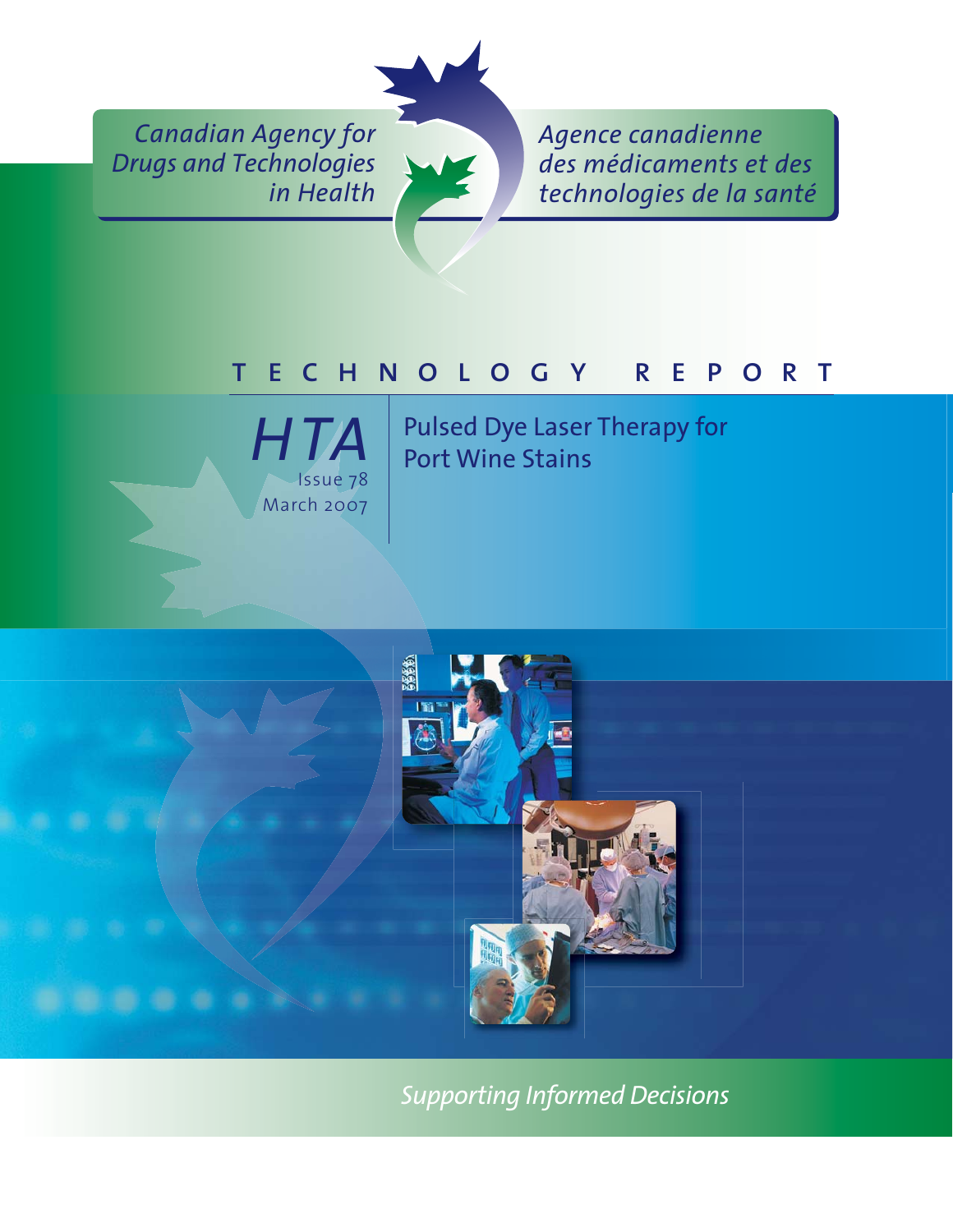Canadian Agency for Drugs and Technologies in Health

Agence canadienne des médicaments et des technologies de la santé

# TECHNOLOGY REPORT

*HTA*

Issue 78

March 2007

## Pulsed Dye Laser Therapy for Port Wine Stains

*Supporting Informed Decisions*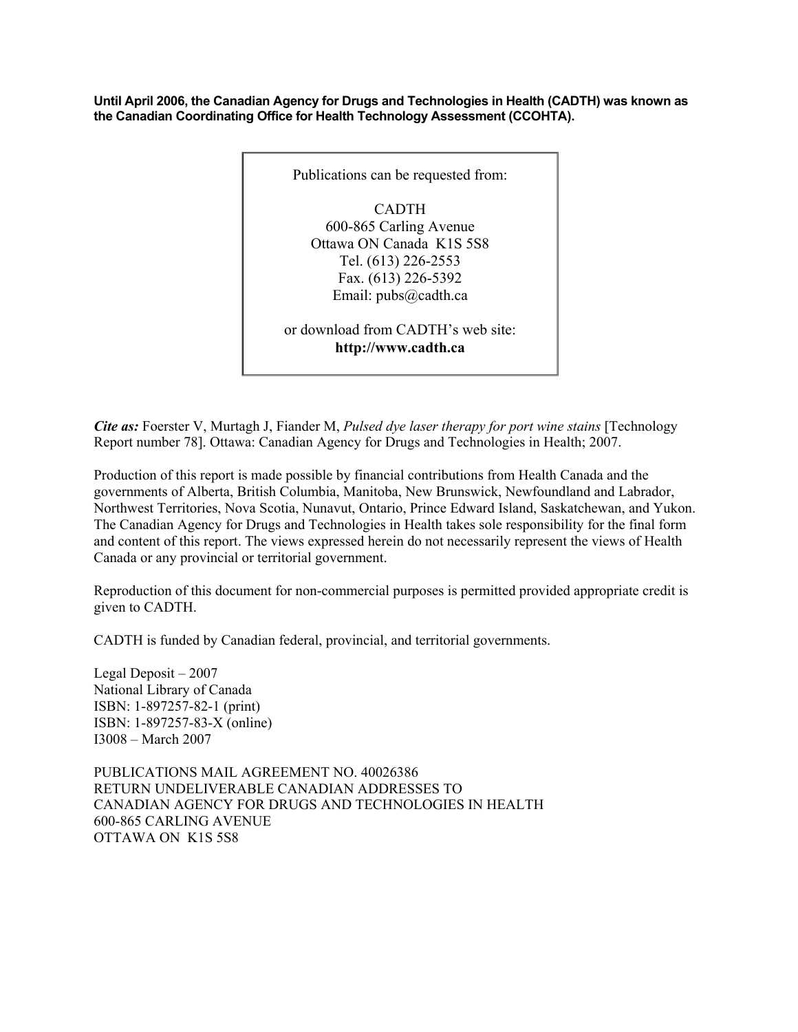**Until April 2006, the Canadian Agency for Drugs and Technologies in Health (CADTH) was known as the Canadian Coordinating Office for Health Technology Assessment (CCOHTA).**

Publications can be requested from:

CADTH
600-865 Carling Avenue
Ottawa ON Canada K1S 5S8
Tel. (613) 226-2553
Fax. (613) 226-5392
Email: pubs@cadth.ca

or download from CADTH's web site:
**http://www.cadth.ca**

***Cite as:*** Foerster V, Murtagh J, Fiander M, *Pulsed dye laser therapy for port wine stains* [Technology Report number 78]. Ottawa: Canadian Agency for Drugs and Technologies in Health; 2007.

Production of this report is made possible by financial contributions from Health Canada and the governments of Alberta, British Columbia, Manitoba, New Brunswick, Newfoundland and Labrador, Northwest Territories, Nova Scotia, Nunavut, Ontario, Prince Edward Island, Saskatchewan, and Yukon. The Canadian Agency for Drugs and Technologies in Health takes sole responsibility for the final form and content of this report. The views expressed herein do not necessarily represent the views of Health Canada or any provincial or territorial government.

Reproduction of this document for non-commercial purposes is permitted provided appropriate credit is given to CADTH.

CADTH is funded by Canadian federal, provincial, and territorial governments.

Legal Deposit – 2007
National Library of Canada
ISBN: 1-897257-82-1 (print)
ISBN: 1-897257-83-X (online)
I3008 – March 2007

PUBLICATIONS MAIL AGREEMENT NO. 40026386
RETURN UNDELIVERABLE CANADIAN ADDRESSES TO
CANADIAN AGENCY FOR DRUGS AND TECHNOLOGIES IN HEALTH
600-865 CARLING AVENUE
OTTAWA ON K1S 5S8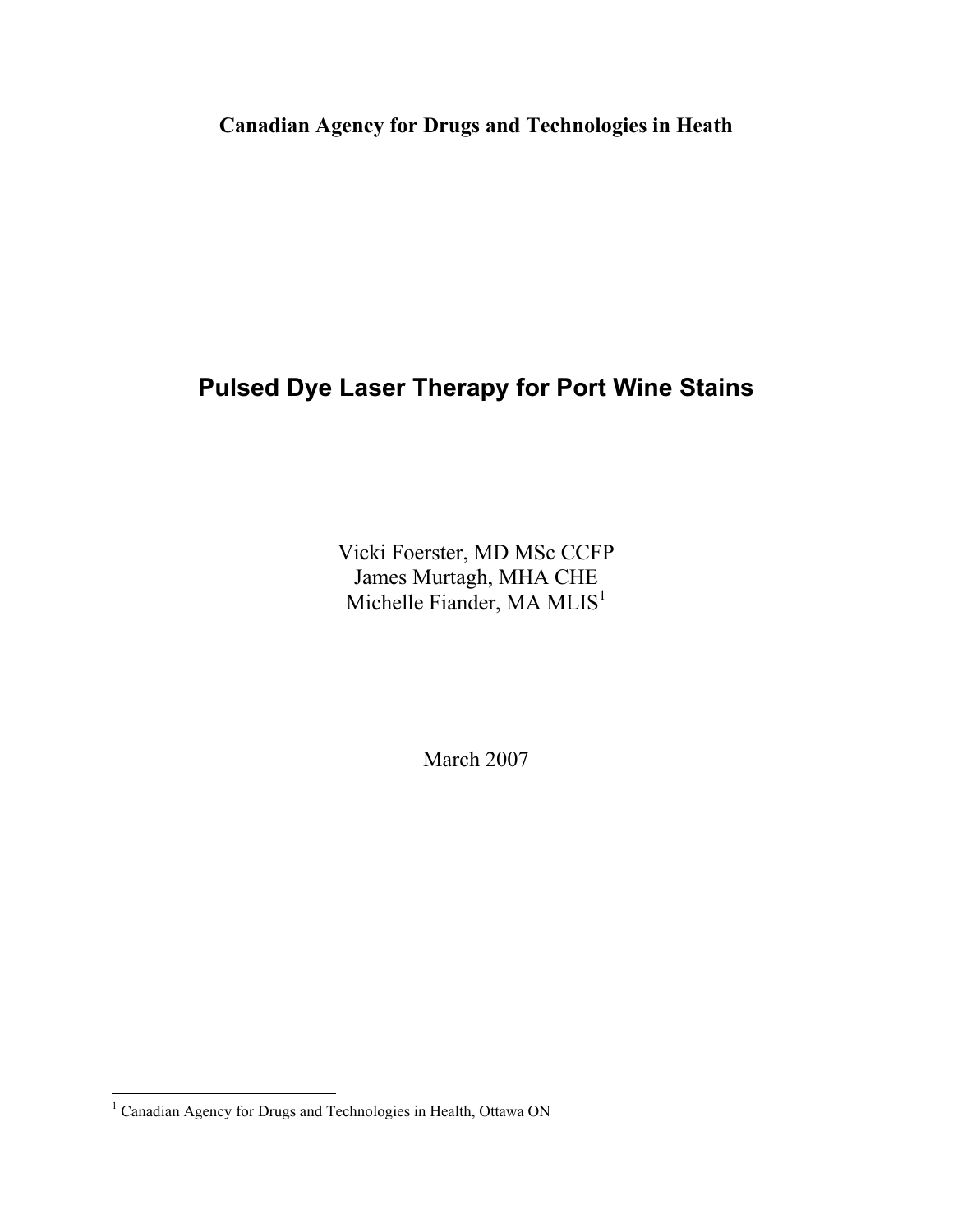**Canadian Agency for Drugs and Technologies in Heath**

# Pulsed Dye Laser Therapy for Port Wine Stains

Vicki Foerster, MD MSc CCFP
James Murtagh, MHA CHE
Michelle Fiander, MA MLIS[1]

March 2007

[1] Canadian Agency for Drugs and Technologies in Health, Ottawa ON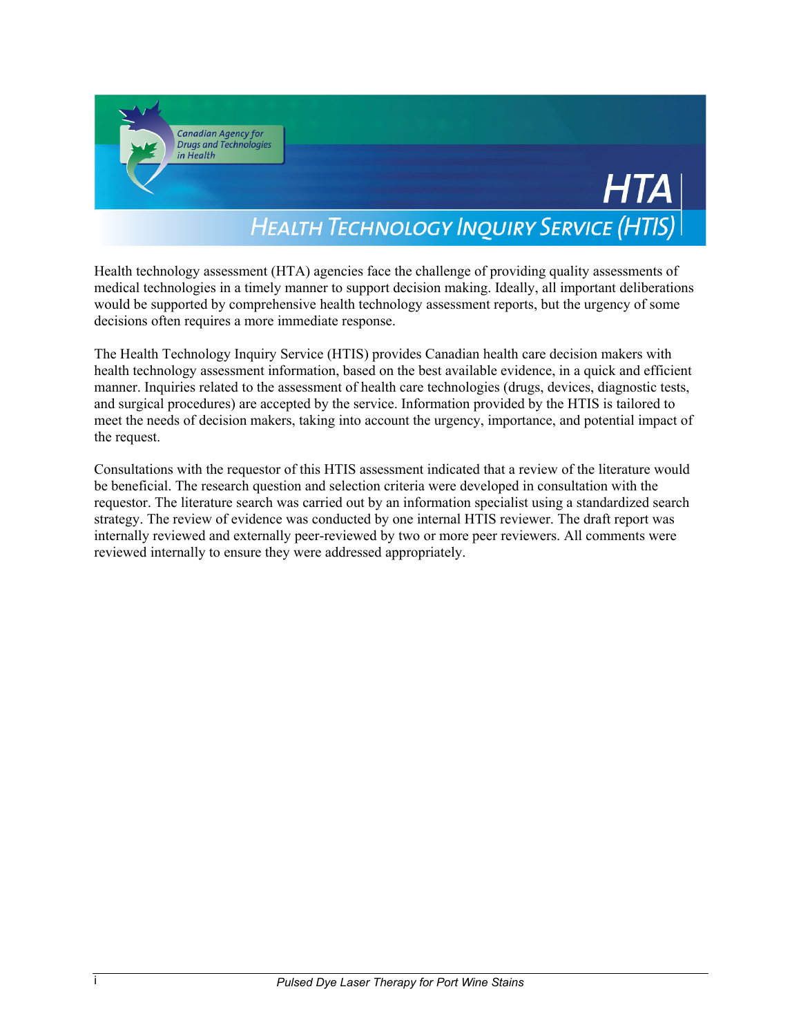# HTA

## Health Technology Inquiry Service (HTIS)

Health technology assessment (HTA) agencies face the challenge of providing quality assessments of medical technologies in a timely manner to support decision making. Ideally, all important deliberations would be supported by comprehensive health technology assessment reports, but the urgency of some decisions often requires a more immediate response.

The Health Technology Inquiry Service (HTIS) provides Canadian health care decision makers with health technology assessment information, based on the best available evidence, in a quick and efficient manner. Inquiries related to the assessment of health care technologies (drugs, devices, diagnostic tests, and surgical procedures) are accepted by the service. Information provided by the HTIS is tailored to meet the needs of decision makers, taking into account the urgency, importance, and potential impact of the request.

Consultations with the requestor of this HTIS assessment indicated that a review of the literature would be beneficial. The research question and selection criteria were developed in consultation with the requestor. The literature search was carried out by an information specialist using a standardized search strategy. The review of evidence was conducted by one internal HTIS reviewer. The draft report was internally reviewed and externally peer-reviewed by two or more peer reviewers. All comments were reviewed internally to ensure they were addressed appropriately.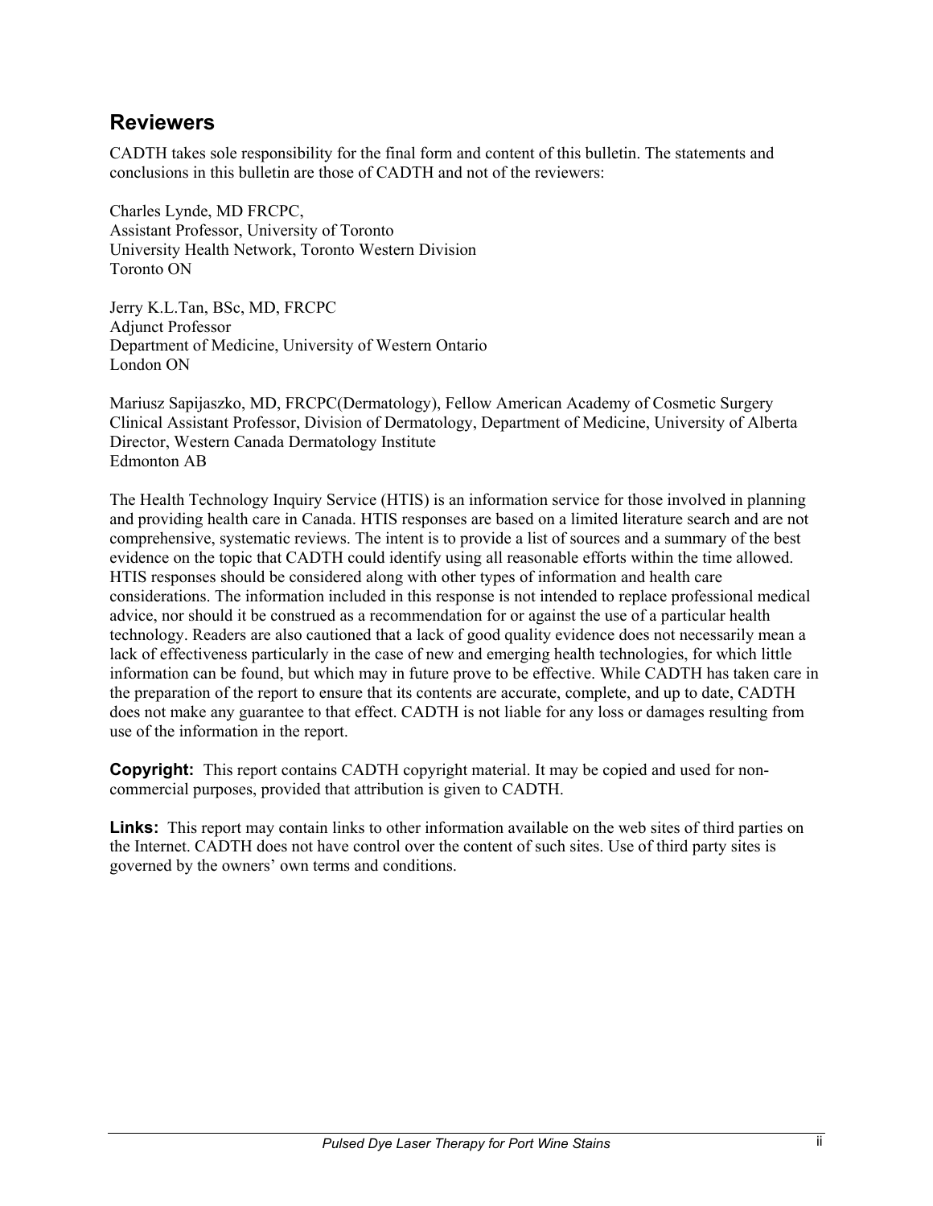## Reviewers

CADTH takes sole responsibility for the final form and content of this bulletin. The statements and conclusions in this bulletin are those of CADTH and not of the reviewers:

Charles Lynde, MD FRCPC,
Assistant Professor, University of Toronto
University Health Network, Toronto Western Division
Toronto ON

Jerry K.L.Tan, BSc, MD, FRCPC
Adjunct Professor
Department of Medicine, University of Western Ontario
London ON

Mariusz Sapijaszko, MD, FRCPC(Dermatology), Fellow American Academy of Cosmetic Surgery
Clinical Assistant Professor, Division of Dermatology, Department of Medicine, University of Alberta
Director, Western Canada Dermatology Institute
Edmonton AB

The Health Technology Inquiry Service (HTIS) is an information service for those involved in planning and providing health care in Canada. HTIS responses are based on a limited literature search and are not comprehensive, systematic reviews. The intent is to provide a list of sources and a summary of the best evidence on the topic that CADTH could identify using all reasonable efforts within the time allowed. HTIS responses should be considered along with other types of information and health care considerations. The information included in this response is not intended to replace professional medical advice, nor should it be construed as a recommendation for or against the use of a particular health technology. Readers are also cautioned that a lack of good quality evidence does not necessarily mean a lack of effectiveness particularly in the case of new and emerging health technologies, for which little information can be found, but which may in future prove to be effective. While CADTH has taken care in the preparation of the report to ensure that its contents are accurate, complete, and up to date, CADTH does not make any guarantee to that effect. CADTH is not liable for any loss or damages resulting from use of the information in the report.

**Copyright:** This report contains CADTH copyright material. It may be copied and used for non-commercial purposes, provided that attribution is given to CADTH.

**Links:** This report may contain links to other information available on the web sites of third parties on the Internet. CADTH does not have control over the content of such sites. Use of third party sites is governed by the owners' own terms and conditions.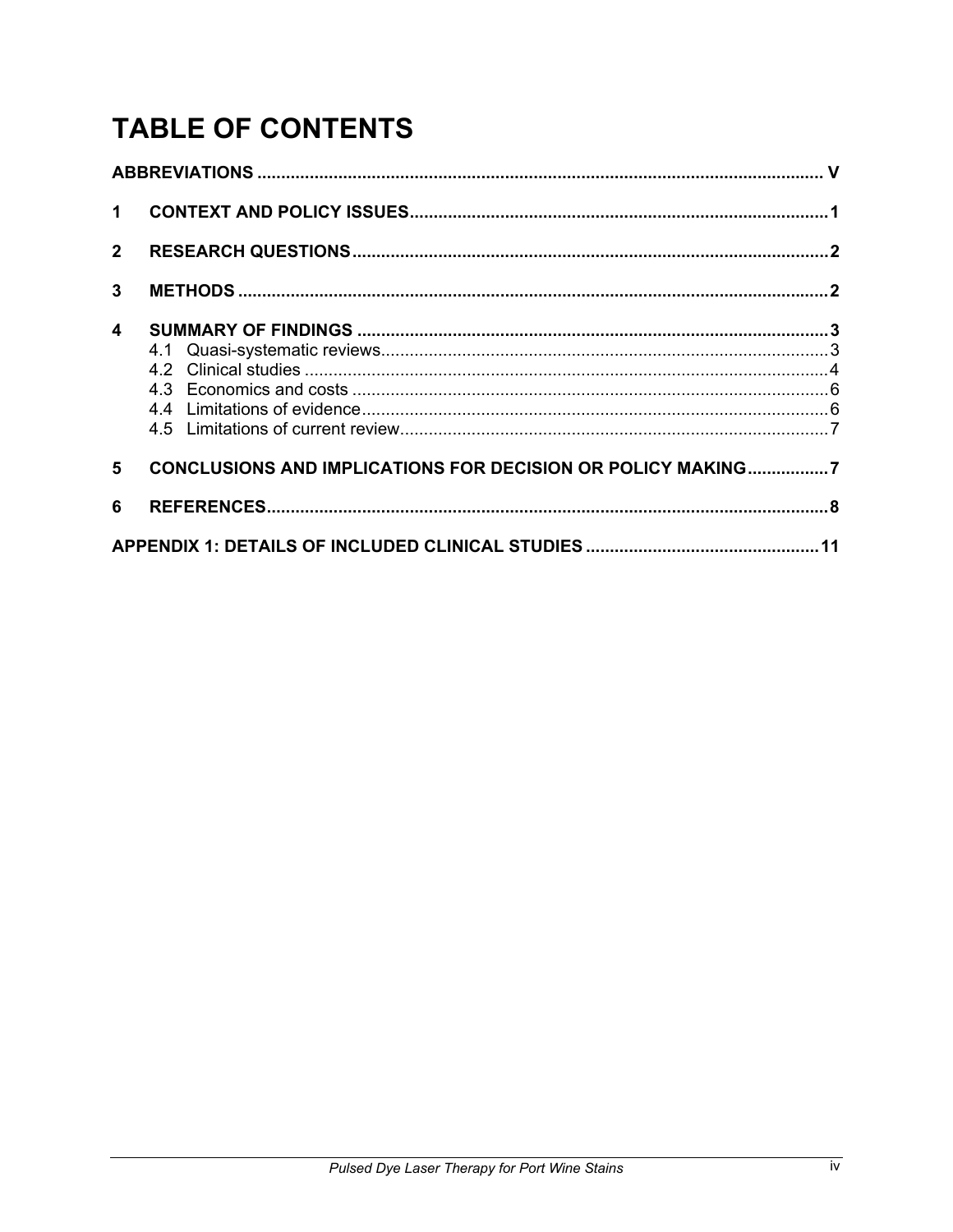# TABLE OF CONTENTS

**ABBREVIATIONS** ..................... **V**

**1 CONTEXT AND POLICY ISSUES** ..................... **1**

**2 RESEARCH QUESTIONS** ..................... **2**

**3 METHODS** ..................... **2**

**4 SUMMARY OF FINDINGS** ..................... **3**

- 4.1 Quasi-systematic reviews ..................... 3
- 4.2 Clinical studies ..................... 4
- 4.3 Economics and costs ..................... 6
- 4.4 Limitations of evidence ..................... 6
- 4.5 Limitations of current review ..................... 7

**5 CONCLUSIONS AND IMPLICATIONS FOR DECISION OR POLICY MAKING** ..................... **7**

**6 REFERENCES** ..................... **8**

**APPENDIX 1: DETAILS OF INCLUDED CLINICAL STUDIES** ..................... **11**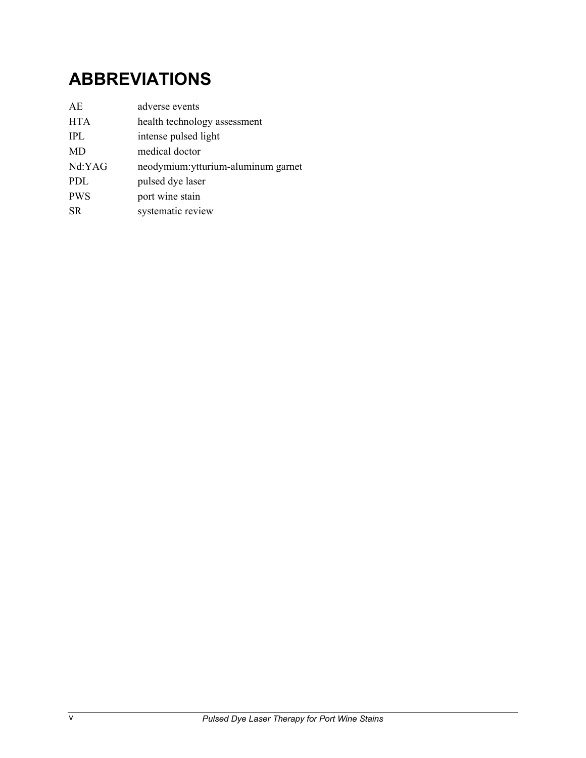# ABBREVIATIONS

| | |
|---|---|
| AE | adverse events |
| HTA | health technology assessment |
| IPL | intense pulsed light |
| MD | medical doctor |
| Nd:YAG | neodymium:ytturium-aluminum garnet |
| PDL | pulsed dye laser |
| PWS | port wine stain |
| SR | systematic review |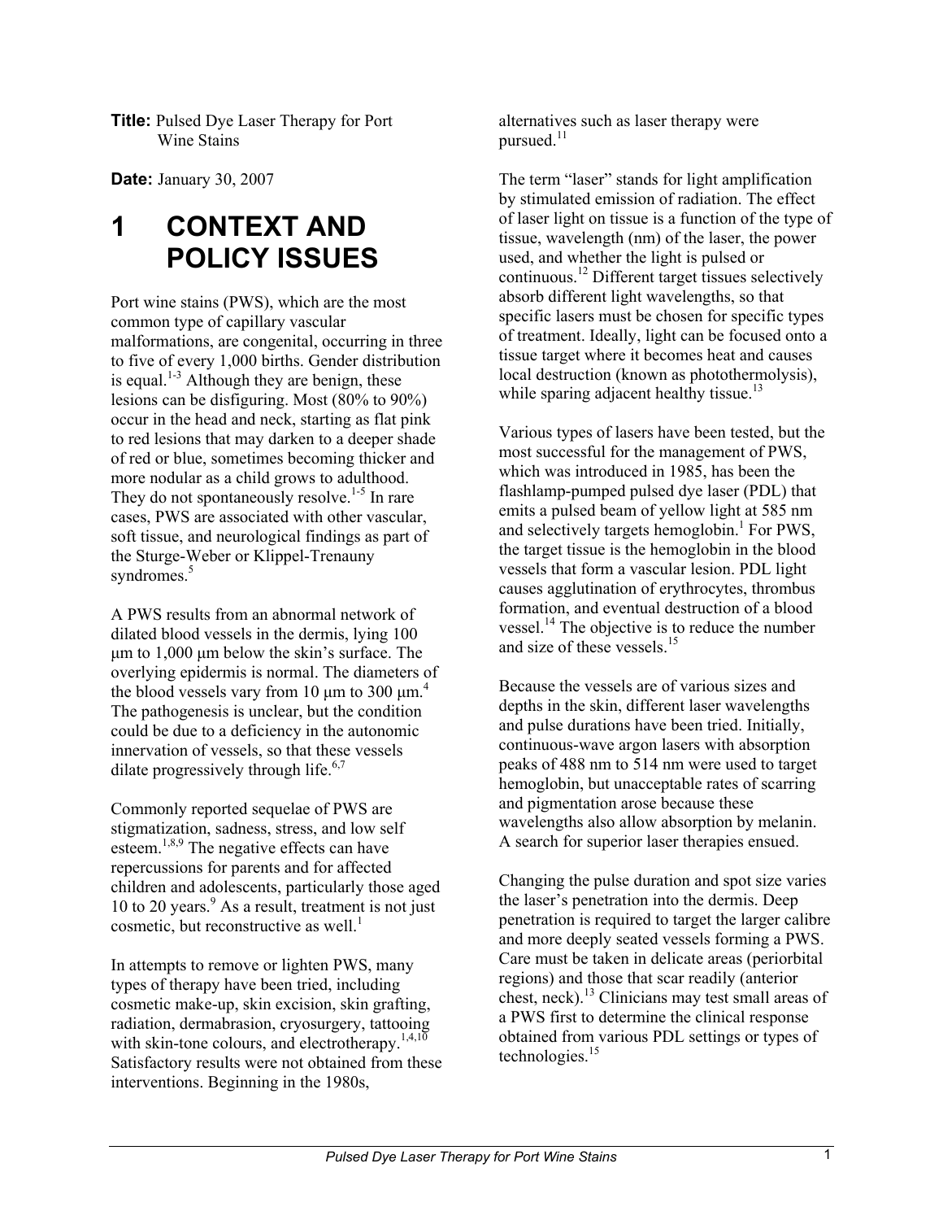**Title:** Pulsed Dye Laser Therapy for Port Wine Stains

**Date:** January 30, 2007

# 1 CONTEXT AND POLICY ISSUES

Port wine stains (PWS), which are the most common type of capillary vascular malformations, are congenital, occurring in three to five of every 1,000 births. Gender distribution is equal.[1-3] Although they are benign, these lesions can be disfiguring. Most (80% to 90%) occur in the head and neck, starting as flat pink to red lesions that may darken to a deeper shade of red or blue, sometimes becoming thicker and more nodular as a child grows to adulthood. They do not spontaneously resolve.[1-5] In rare cases, PWS are associated with other vascular, soft tissue, and neurological findings as part of the Sturge-Weber or Klippel-Trenauny syndromes.[5]

A PWS results from an abnormal network of dilated blood vessels in the dermis, lying 100 µm to 1,000 µm below the skin's surface. The overlying epidermis is normal. The diameters of the blood vessels vary from 10 µm to 300 µm.[4] The pathogenesis is unclear, but the condition could be due to a deficiency in the autonomic innervation of vessels, so that these vessels dilate progressively through life.[6,7]

Commonly reported sequelae of PWS are stigmatization, sadness, stress, and low self esteem.[1,8,9] The negative effects can have repercussions for parents and for affected children and adolescents, particularly those aged 10 to 20 years.[9] As a result, treatment is not just cosmetic, but reconstructive as well.[1]

In attempts to remove or lighten PWS, many types of therapy have been tried, including cosmetic make-up, skin excision, skin grafting, radiation, dermabrasion, cryosurgery, tattooing with skin-tone colours, and electrotherapy.[1,4,10] Satisfactory results were not obtained from these interventions. Beginning in the 1980s, alternatives such as laser therapy were pursued.[11]

The term "laser" stands for light amplification by stimulated emission of radiation. The effect of laser light on tissue is a function of the type of tissue, wavelength (nm) of the laser, the power used, and whether the light is pulsed or continuous.[12] Different target tissues selectively absorb different light wavelengths, so that specific lasers must be chosen for specific types of treatment. Ideally, light can be focused onto a tissue target where it becomes heat and causes local destruction (known as photothermolysis), while sparing adjacent healthy tissue.[13]

Various types of lasers have been tested, but the most successful for the management of PWS, which was introduced in 1985, has been the flashlamp-pumped pulsed dye laser (PDL) that emits a pulsed beam of yellow light at 585 nm and selectively targets hemoglobin.[1] For PWS, the target tissue is the hemoglobin in the blood vessels that form a vascular lesion. PDL light causes agglutination of erythrocytes, thrombus formation, and eventual destruction of a blood vessel.[14] The objective is to reduce the number and size of these vessels.[15]

Because the vessels are of various sizes and depths in the skin, different laser wavelengths and pulse durations have been tried. Initially, continuous-wave argon lasers with absorption peaks of 488 nm to 514 nm were used to target hemoglobin, but unacceptable rates of scarring and pigmentation arose because these wavelengths also allow absorption by melanin. A search for superior laser therapies ensued.

Changing the pulse duration and spot size varies the laser's penetration into the dermis. Deep penetration is required to target the larger calibre and more deeply seated vessels forming a PWS. Care must be taken in delicate areas (periorbital regions) and those that scar readily (anterior chest, neck).[13] Clinicians may test small areas of a PWS first to determine the clinical response obtained from various PDL settings or types of technologies.[15]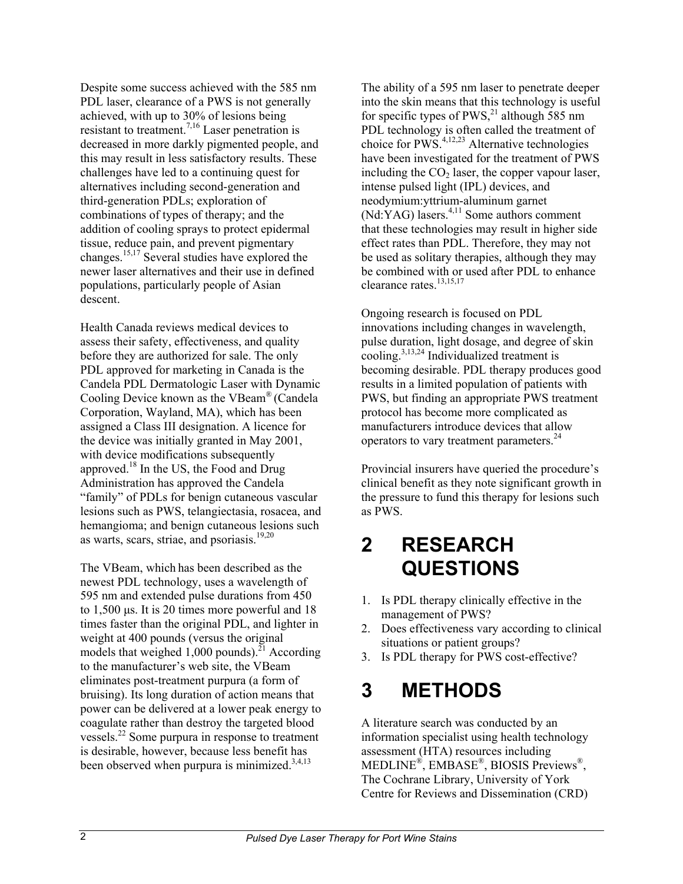Despite some success achieved with the 585 nm PDL laser, clearance of a PWS is not generally achieved, with up to 30% of lesions being resistant to treatment.[7,16] Laser penetration is decreased in more darkly pigmented people, and this may result in less satisfactory results. These challenges have led to a continuing quest for alternatives including second-generation and third-generation PDLs; exploration of combinations of types of therapy; and the addition of cooling sprays to protect epidermal tissue, reduce pain, and prevent pigmentary changes.[15,17] Several studies have explored the newer laser alternatives and their use in defined populations, particularly people of Asian descent.

Health Canada reviews medical devices to assess their safety, effectiveness, and quality before they are authorized for sale. The only PDL approved for marketing in Canada is the Candela PDL Dermatologic Laser with Dynamic Cooling Device known as the VBeam® (Candela Corporation, Wayland, MA), which has been assigned a Class III designation. A licence for the device was initially granted in May 2001, with device modifications subsequently approved.[18] In the US, the Food and Drug Administration has approved the Candela "family" of PDLs for benign cutaneous vascular lesions such as PWS, telangiectasia, rosacea, and hemangioma; and benign cutaneous lesions such as warts, scars, striae, and psoriasis.[19,20]

The VBeam, which has been described as the newest PDL technology, uses a wavelength of 595 nm and extended pulse durations from 450 to 1,500 µs. It is 20 times more powerful and 18 times faster than the original PDL, and lighter in weight at 400 pounds (versus the original models that weighed 1,000 pounds).[21] According to the manufacturer's web site, the VBeam eliminates post-treatment purpura (a form of bruising). Its long duration of action means that power can be delivered at a lower peak energy to coagulate rather than destroy the targeted blood vessels.[22] Some purpura in response to treatment is desirable, however, because less benefit has been observed when purpura is minimized.[3,4,13]

The ability of a 595 nm laser to penetrate deeper into the skin means that this technology is useful for specific types of PWS,[21] although 585 nm PDL technology is often called the treatment of choice for PWS.[4,12,23] Alternative technologies have been investigated for the treatment of PWS including the $CO_2$ laser, the copper vapour laser, intense pulsed light (IPL) devices, and neodymium:yttrium-aluminum garnet (Nd:YAG) lasers.[4,11] Some authors comment that these technologies may result in higher side effect rates than PDL. Therefore, they may not be used as solitary therapies, although they may be combined with or used after PDL to enhance clearance rates.[13,15,17]

Ongoing research is focused on PDL innovations including changes in wavelength, pulse duration, light dosage, and degree of skin cooling.[3,13,24] Individualized treatment is becoming desirable. PDL therapy produces good results in a limited population of patients with PWS, but finding an appropriate PWS treatment protocol has become more complicated as manufacturers introduce devices that allow operators to vary treatment parameters.[24]

Provincial insurers have queried the procedure's clinical benefit as they note significant growth in the pressure to fund this therapy for lesions such as PWS.

# 2 RESEARCH QUESTIONS

1. Is PDL therapy clinically effective in the management of PWS?
2. Does effectiveness vary according to clinical situations or patient groups?
3. Is PDL therapy for PWS cost-effective?

# 3 METHODS

A literature search was conducted by an information specialist using health technology assessment (HTA) resources including MEDLINE®, EMBASE®, BIOSIS Previews®, The Cochrane Library, University of York Centre for Reviews and Dissemination (CRD)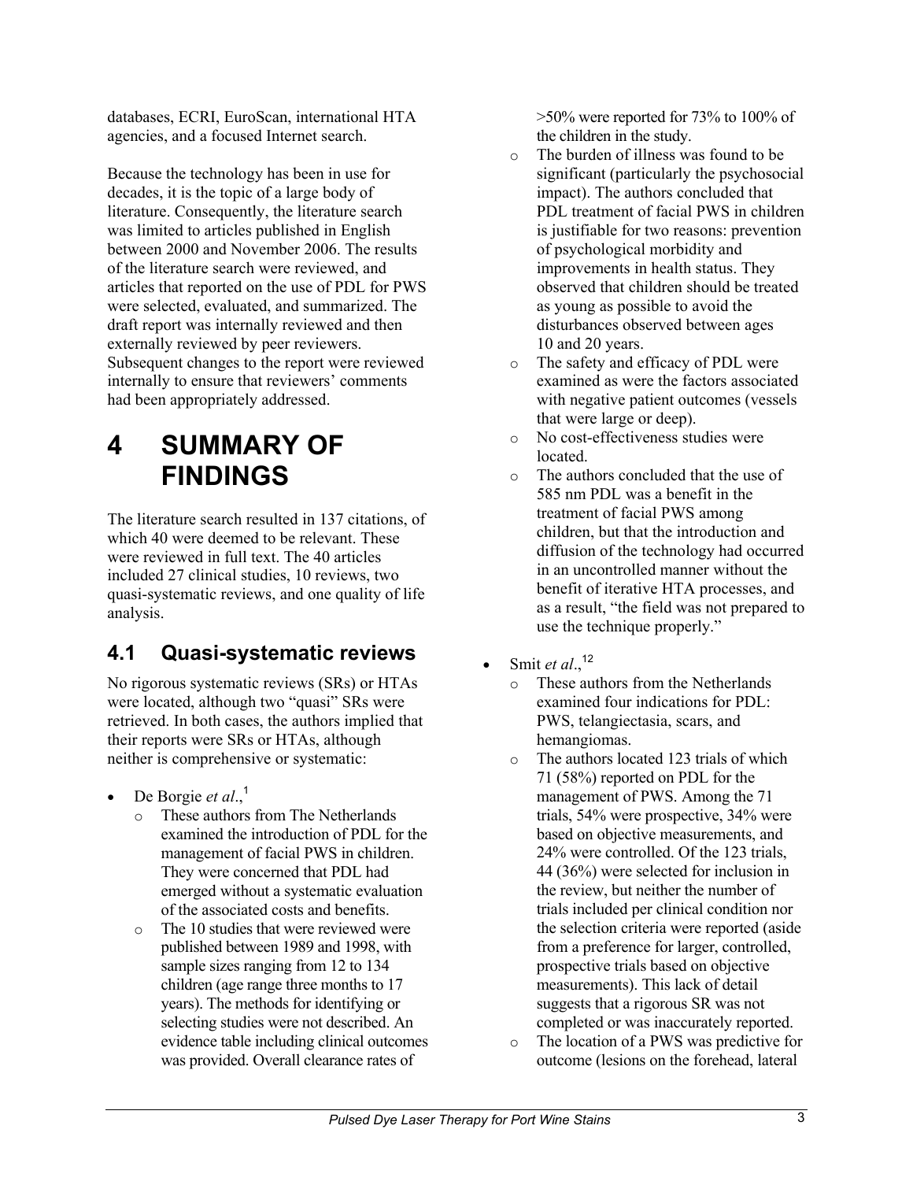databases, ECRI, EuroScan, international HTA agencies, and a focused Internet search.

Because the technology has been in use for decades, it is the topic of a large body of literature. Consequently, the literature search was limited to articles published in English between 2000 and November 2006. The results of the literature search were reviewed, and articles that reported on the use of PDL for PWS were selected, evaluated, and summarized. The draft report was internally reviewed and then externally reviewed by peer reviewers. Subsequent changes to the report were reviewed internally to ensure that reviewers' comments had been appropriately addressed.

# 4 SUMMARY OF FINDINGS

The literature search resulted in 137 citations, of which 40 were deemed to be relevant. These were reviewed in full text. The 40 articles included 27 clinical studies, 10 reviews, two quasi-systematic reviews, and one quality of life analysis.

## 4.1 Quasi-systematic reviews

No rigorous systematic reviews (SRs) or HTAs were located, although two "quasi" SRs were retrieved. In both cases, the authors implied that their reports were SRs or HTAs, although neither is comprehensive or systematic:

- De Borgie *et al*.,[1]
  - These authors from The Netherlands examined the introduction of PDL for the management of facial PWS in children. They were concerned that PDL had emerged without a systematic evaluation of the associated costs and benefits.
  - The 10 studies that were reviewed were published between 1989 and 1998, with sample sizes ranging from 12 to 134 children (age range three months to 17 years). The methods for identifying or selecting studies were not described. An evidence table including clinical outcomes was provided. Overall clearance rates of >50% were reported for 73% to 100% of the children in the study.
  - The burden of illness was found to be significant (particularly the psychosocial impact). The authors concluded that PDL treatment of facial PWS in children is justifiable for two reasons: prevention of psychological morbidity and improvements in health status. They observed that children should be treated as young as possible to avoid the disturbances observed between ages 10 and 20 years.
  - The safety and efficacy of PDL were examined as were the factors associated with negative patient outcomes (vessels that were large or deep).
  - No cost-effectiveness studies were located.
  - The authors concluded that the use of 585 nm PDL was a benefit in the treatment of facial PWS among children, but that the introduction and diffusion of the technology had occurred in an uncontrolled manner without the benefit of iterative HTA processes, and as a result, "the field was not prepared to use the technique properly."
- Smit *et al*.,[12]
  - These authors from the Netherlands examined four indications for PDL: PWS, telangiectasia, scars, and hemangiomas.
  - The authors located 123 trials of which 71 (58%) reported on PDL for the management of PWS. Among the 71 trials, 54% were prospective, 34% were based on objective measurements, and 24% were controlled. Of the 123 trials, 44 (36%) were selected for inclusion in the review, but neither the number of trials included per clinical condition nor the selection criteria were reported (aside from a preference for larger, controlled, prospective trials based on objective measurements). This lack of detail suggests that a rigorous SR was not completed or was inaccurately reported.
  - The location of a PWS was predictive for outcome (lesions on the forehead, lateral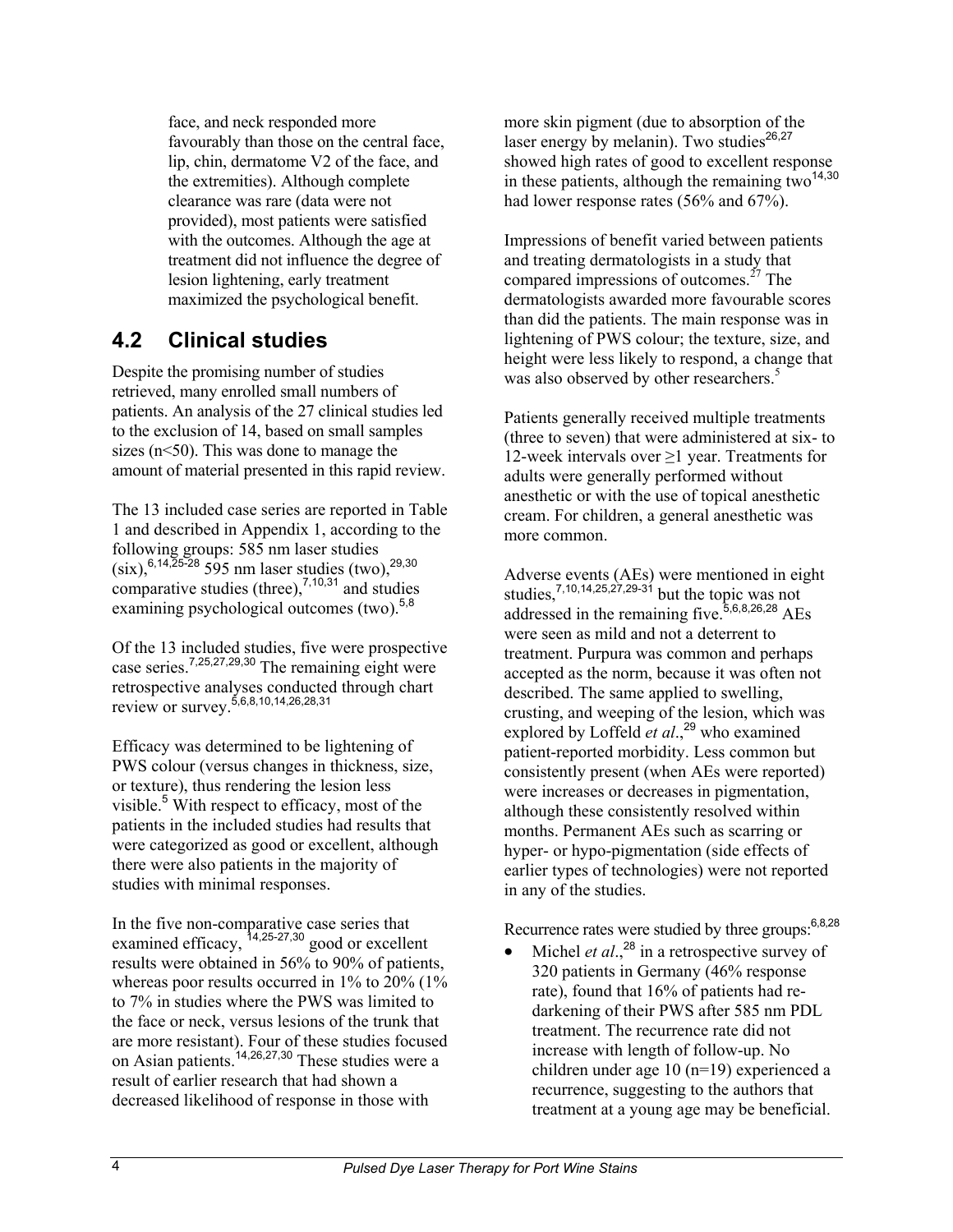face, and neck responded more favourably than those on the central face, lip, chin, dermatome V2 of the face, and the extremities). Although complete clearance was rare (data were not provided), most patients were satisfied with the outcomes. Although the age at treatment did not influence the degree of lesion lightening, early treatment maximized the psychological benefit.

## 4.2 Clinical studies

Despite the promising number of studies retrieved, many enrolled small numbers of patients. An analysis of the 27 clinical studies led to the exclusion of 14, based on small samples sizes (n<50). This was done to manage the amount of material presented in this rapid review.

The 13 included case series are reported in Table 1 and described in Appendix 1, according to the following groups: 585 nm laser studies (six),[6,14,25-28] 595 nm laser studies (two),[29,30] comparative studies (three),[7,10,31] and studies examining psychological outcomes (two).[5,8]

Of the 13 included studies, five were prospective case series.[7,25,27,29,30] The remaining eight were retrospective analyses conducted through chart review or survey.[5,6,8,10,14,26,28,31]

Efficacy was determined to be lightening of PWS colour (versus changes in thickness, size, or texture), thus rendering the lesion less visible.[5] With respect to efficacy, most of the patients in the included studies had results that were categorized as good or excellent, although there were also patients in the majority of studies with minimal responses.

In the five non-comparative case series that examined efficacy,[14,25-27,30] good or excellent results were obtained in 56% to 90% of patients, whereas poor results occurred in 1% to 20% (1% to 7% in studies where the PWS was limited to the face or neck, versus lesions of the trunk that are more resistant). Four of these studies focused on Asian patients.[14,26,27,30] These studies were a result of earlier research that had shown a decreased likelihood of response in those with more skin pigment (due to absorption of the laser energy by melanin). Two studies[26,27] showed high rates of good to excellent response in these patients, although the remaining two[14,30] had lower response rates (56% and 67%).

Impressions of benefit varied between patients and treating dermatologists in a study that compared impressions of outcomes.[27] The dermatologists awarded more favourable scores than did the patients. The main response was in lightening of PWS colour; the texture, size, and height were less likely to respond, a change that was also observed by other researchers.[5]

Patients generally received multiple treatments (three to seven) that were administered at six- to 12-week intervals over ≥1 year. Treatments for adults were generally performed without anesthetic or with the use of topical anesthetic cream. For children, a general anesthetic was more common.

Adverse events (AEs) were mentioned in eight studies,[7,10,14,25,27,29-31] but the topic was not addressed in the remaining five.[5,6,8,26,28] AEs were seen as mild and not a deterrent to treatment. Purpura was common and perhaps accepted as the norm, because it was often not described. The same applied to swelling, crusting, and weeping of the lesion, which was explored by Loffeld *et al*.,[29] who examined patient-reported morbidity. Less common but consistently present (when AEs were reported) were increases or decreases in pigmentation, although these consistently resolved within months. Permanent AEs such as scarring or hyper- or hypo-pigmentation (side effects of earlier types of technologies) were not reported in any of the studies.

Recurrence rates were studied by three groups:[6,8,28]

- Michel *et al*.,[28] in a retrospective survey of 320 patients in Germany (46% response rate), found that 16% of patients had re-darkening of their PWS after 585 nm PDL treatment. The recurrence rate did not increase with length of follow-up. No children under age 10 (n=19) experienced a recurrence, suggesting to the authors that treatment at a young age may be beneficial.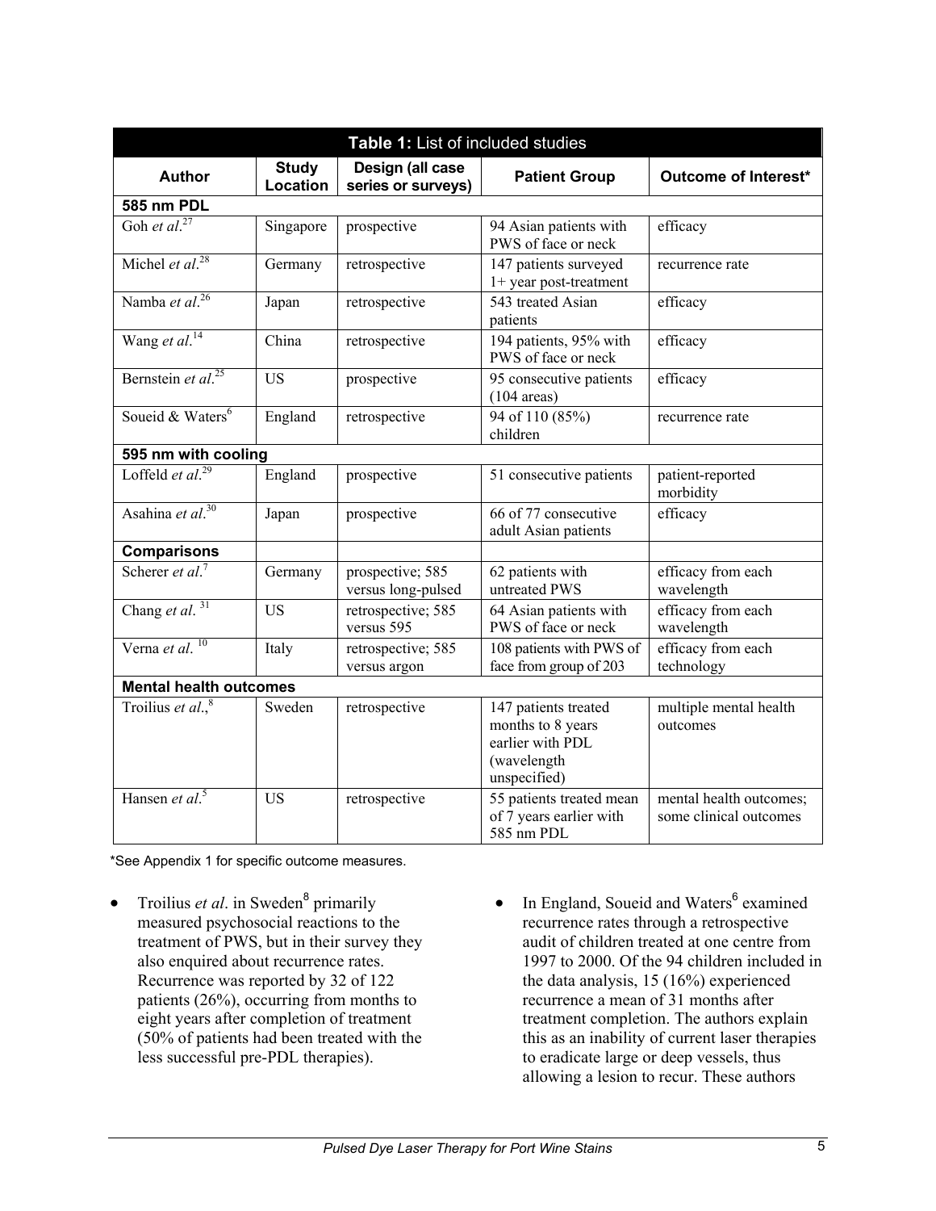**Table 1:** List of included studies

| Author | Study Location | Design (all case series or surveys) | Patient Group | Outcome of Interest* |
|---|---|---|---|---|
| **585 nm PDL** | | | | |
| Goh *et al*.[27] | Singapore | prospective | 94 Asian patients with PWS of face or neck | efficacy |
| Michel *et al*.[28] | Germany | retrospective | 147 patients surveyed 1+ year post-treatment | recurrence rate |
| Namba *et al*.[26] | Japan | retrospective | 543 treated Asian patients | efficacy |
| Wang *et al*.[14] | China | retrospective | 194 patients, 95% with PWS of face or neck | efficacy |
| Bernstein *et al*.[25] | US | prospective | 95 consecutive patients (104 areas) | efficacy |
| Soueid & Waters[6] | England | retrospective | 94 of 110 (85%) children | recurrence rate |
| **595 nm with cooling** | | | | |
| Loffeld *et al*.[29] | England | prospective | 51 consecutive patients | patient-reported morbidity |
| Asahina *et al*.[30] | Japan | prospective | 66 of 77 consecutive adult Asian patients | efficacy |
| **Comparisons** | | | | |
| Scherer *et al*.[7] | Germany | prospective; 585 versus long-pulsed | 62 patients with untreated PWS | efficacy from each wavelength |
| Chang *et al*.[31] | US | retrospective; 585 versus 595 | 64 Asian patients with PWS of face or neck | efficacy from each wavelength |
| Verna *et al*.[10] | Italy | retrospective; 585 versus argon | 108 patients with PWS of face from group of 203 | efficacy from each technology |
| **Mental health outcomes** | | | | |
| Troilius *et al*.,[8] | Sweden | retrospective | 147 patients treated months to 8 years earlier with PDL (wavelength unspecified) | multiple mental health outcomes |
| Hansen *et al*.[5] | US | retrospective | 55 patients treated mean of 7 years earlier with 585 nm PDL | mental health outcomes; some clinical outcomes |

*See Appendix 1 for specific outcome measures.

- Troilius *et al*. in Sweden[8] primarily measured psychosocial reactions to the treatment of PWS, but in their survey they also enquired about recurrence rates. Recurrence was reported by 32 of 122 patients (26%), occurring from months to eight years after completion of treatment (50% of patients had been treated with the less successful pre-PDL therapies).
- In England, Soueid and Waters[6] examined recurrence rates through a retrospective audit of children treated at one centre from 1997 to 2000. Of the 94 children included in the data analysis, 15 (16%) experienced recurrence a mean of 31 months after treatment completion. The authors explain this as an inability of current laser therapies to eradicate large or deep vessels, thus allowing a lesion to recur. These authors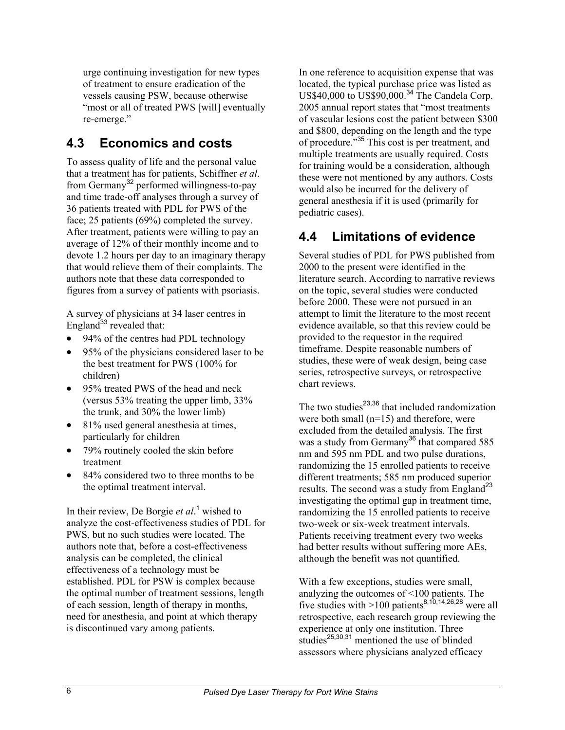urge continuing investigation for new types of treatment to ensure eradication of the vessels causing PSW, because otherwise "most or all of treated PWS [will] eventually re-emerge."

## 4.3 Economics and costs

To assess quality of life and the personal value that a treatment has for patients, Schiffner *et al*. from Germany[32] performed willingness-to-pay and time trade-off analyses through a survey of 36 patients treated with PDL for PWS of the face; 25 patients (69%) completed the survey. After treatment, patients were willing to pay an average of 12% of their monthly income and to devote 1.2 hours per day to an imaginary therapy that would relieve them of their complaints. The authors note that these data corresponded to figures from a survey of patients with psoriasis.

A survey of physicians at 34 laser centres in England[33] revealed that:

- 94% of the centres had PDL technology
- 95% of the physicians considered laser to be the best treatment for PWS (100% for children)
- 95% treated PWS of the head and neck (versus 53% treating the upper limb, 33% the trunk, and 30% the lower limb)
- 81% used general anesthesia at times, particularly for children
- 79% routinely cooled the skin before treatment
- 84% considered two to three months to be the optimal treatment interval.

In their review, De Borgie *et al*.[1] wished to analyze the cost-effectiveness studies of PDL for PWS, but no such studies were located. The authors note that, before a cost-effectiveness analysis can be completed, the clinical effectiveness of a technology must be established. PDL for PSW is complex because the optimal number of treatment sessions, length of each session, length of therapy in months, need for anesthesia, and point at which therapy is discontinued vary among patients.

In one reference to acquisition expense that was located, the typical purchase price was listed as US$40,000 to US$90,000.[34] The Candela Corp. 2005 annual report states that "most treatments of vascular lesions cost the patient between $300 and $800, depending on the length and the type of procedure."[35] This cost is per treatment, and multiple treatments are usually required. Costs for training would be a consideration, although these were not mentioned by any authors. Costs would also be incurred for the delivery of general anesthesia if it is used (primarily for pediatric cases).

## 4.4 Limitations of evidence

Several studies of PDL for PWS published from 2000 to the present were identified in the literature search. According to narrative reviews on the topic, several studies were conducted before 2000. These were not pursued in an attempt to limit the literature to the most recent evidence available, so that this review could be provided to the requestor in the required timeframe. Despite reasonable numbers of studies, these were of weak design, being case series, retrospective surveys, or retrospective chart reviews.

The two studies[23,36] that included randomization were both small (n=15) and therefore, were excluded from the detailed analysis. The first was a study from Germany[36] that compared 585 nm and 595 nm PDL and two pulse durations, randomizing the 15 enrolled patients to receive different treatments; 585 nm produced superior results. The second was a study from England[23] investigating the optimal gap in treatment time, randomizing the 15 enrolled patients to receive two-week or six-week treatment intervals. Patients receiving treatment every two weeks had better results without suffering more AEs, although the benefit was not quantified.

With a few exceptions, studies were small, analyzing the outcomes of <100 patients. The five studies with >100 patients[8,10,14,26,28] were all retrospective, each research group reviewing the experience at only one institution. Three studies[25,30,31] mentioned the use of blinded assessors where physicians analyzed efficacy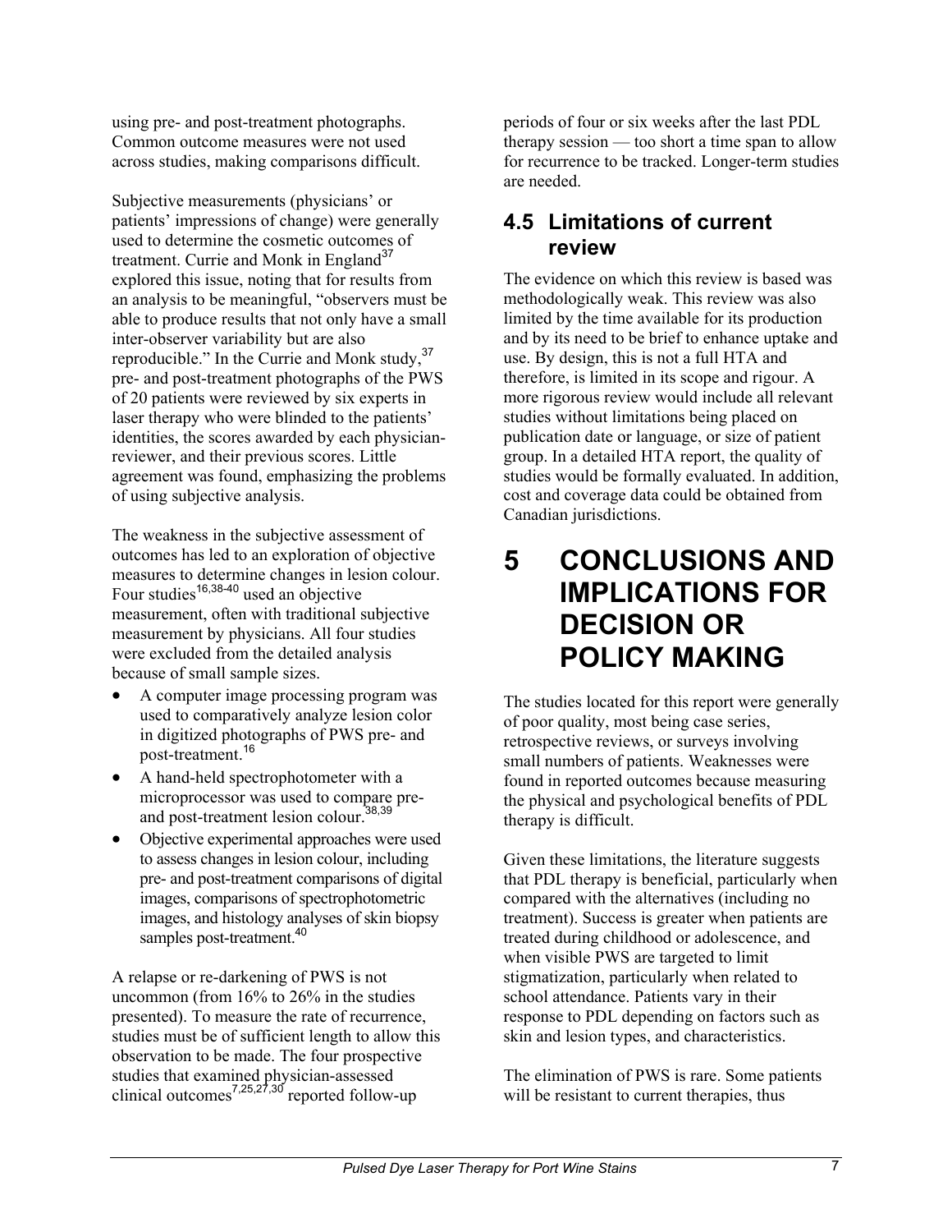using pre- and post-treatment photographs. Common outcome measures were not used across studies, making comparisons difficult.

Subjective measurements (physicians' or patients' impressions of change) were generally used to determine the cosmetic outcomes of treatment. Currie and Monk in England[37] explored this issue, noting that for results from an analysis to be meaningful, "observers must be able to produce results that not only have a small inter-observer variability but are also reproducible." In the Currie and Monk study,[37] pre- and post-treatment photographs of the PWS of 20 patients were reviewed by six experts in laser therapy who were blinded to the patients' identities, the scores awarded by each physician-reviewer, and their previous scores. Little agreement was found, emphasizing the problems of using subjective analysis.

The weakness in the subjective assessment of outcomes has led to an exploration of objective measures to determine changes in lesion colour. Four studies[16,38-40] used an objective measurement, often with traditional subjective measurement by physicians. All four studies were excluded from the detailed analysis because of small sample sizes.

- A computer image processing program was used to comparatively analyze lesion color in digitized photographs of PWS pre- and post-treatment.[16]
- A hand-held spectrophotometer with a microprocessor was used to compare pre- and post-treatment lesion colour.[38,39]
- Objective experimental approaches were used to assess changes in lesion colour, including pre- and post-treatment comparisons of digital images, comparisons of spectrophotometric images, and histology analyses of skin biopsy samples post-treatment.[40]

A relapse or re-darkening of PWS is not uncommon (from 16% to 26% in the studies presented). To measure the rate of recurrence, studies must be of sufficient length to allow this observation to be made. The four prospective studies that examined physician-assessed clinical outcomes[7,25,27,30] reported follow-up periods of four or six weeks after the last PDL therapy session — too short a time span to allow for recurrence to be tracked. Longer-term studies are needed.

## 4.5 Limitations of current review

The evidence on which this review is based was methodologically weak. This review was also limited by the time available for its production and by its need to be brief to enhance uptake and use. By design, this is not a full HTA and therefore, is limited in its scope and rigour. A more rigorous review would include all relevant studies without limitations being placed on publication date or language, or size of patient group. In a detailed HTA report, the quality of studies would be formally evaluated. In addition, cost and coverage data could be obtained from Canadian jurisdictions.

# 5 CONCLUSIONS AND IMPLICATIONS FOR DECISION OR POLICY MAKING

The studies located for this report were generally of poor quality, most being case series, retrospective reviews, or surveys involving small numbers of patients. Weaknesses were found in reported outcomes because measuring the physical and psychological benefits of PDL therapy is difficult.

Given these limitations, the literature suggests that PDL therapy is beneficial, particularly when compared with the alternatives (including no treatment). Success is greater when patients are treated during childhood or adolescence, and when visible PWS are targeted to limit stigmatization, particularly when related to school attendance. Patients vary in their response to PDL depending on factors such as skin and lesion types, and characteristics.

The elimination of PWS is rare. Some patients will be resistant to current therapies, thus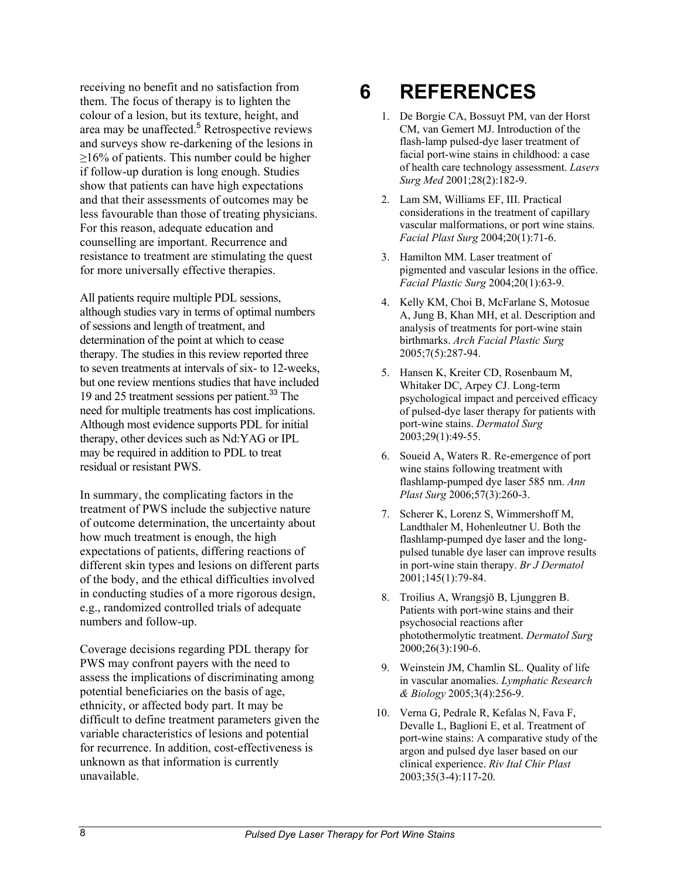receiving no benefit and no satisfaction from them. The focus of therapy is to lighten the colour of a lesion, but its texture, height, and area may be unaffected.[5] Retrospective reviews and surveys show re-darkening of the lesions in ≥16% of patients. This number could be higher if follow-up duration is long enough. Studies show that patients can have high expectations and that their assessments of outcomes may be less favourable than those of treating physicians. For this reason, adequate education and counselling are important. Recurrence and resistance to treatment are stimulating the quest for more universally effective therapies.

All patients require multiple PDL sessions, although studies vary in terms of optimal numbers of sessions and length of treatment, and determination of the point at which to cease therapy. The studies in this review reported three to seven treatments at intervals of six- to 12-weeks, but one review mentions studies that have included 19 and 25 treatment sessions per patient.[33] The need for multiple treatments has cost implications. Although most evidence supports PDL for initial therapy, other devices such as Nd:YAG or IPL may be required in addition to PDL to treat residual or resistant PWS.

In summary, the complicating factors in the treatment of PWS include the subjective nature of outcome determination, the uncertainty about how much treatment is enough, the high expectations of patients, differing reactions of different skin types and lesions on different parts of the body, and the ethical difficulties involved in conducting studies of a more rigorous design, e.g., randomized controlled trials of adequate numbers and follow-up.

Coverage decisions regarding PDL therapy for PWS may confront payers with the need to assess the implications of discriminating among potential beneficiaries on the basis of age, ethnicity, or affected body part. It may be difficult to define treatment parameters given the variable characteristics of lesions and potential for recurrence. In addition, cost-effectiveness is unknown as that information is currently unavailable.

# 6 REFERENCES

1. De Borgie CA, Bossuyt PM, van der Horst CM, van Gemert MJ. Introduction of the flash-lamp pulsed-dye laser treatment of facial port-wine stains in childhood: a case of health care technology assessment. *Lasers Surg Med* 2001;28(2):182-9.
2. Lam SM, Williams EF, III. Practical considerations in the treatment of capillary vascular malformations, or port wine stains. *Facial Plast Surg* 2004;20(1):71-6.
3. Hamilton MM. Laser treatment of pigmented and vascular lesions in the office. *Facial Plastic Surg* 2004;20(1):63-9.
4. Kelly KM, Choi B, McFarlane S, Motosue A, Jung B, Khan MH, et al. Description and analysis of treatments for port-wine stain birthmarks. *Arch Facial Plastic Surg* 2005;7(5):287-94.
5. Hansen K, Kreiter CD, Rosenbaum M, Whitaker DC, Arpey CJ. Long-term psychological impact and perceived efficacy of pulsed-dye laser therapy for patients with port-wine stains. *Dermatol Surg* 2003;29(1):49-55.
6. Soueid A, Waters R. Re-emergence of port wine stains following treatment with flashlamp-pumped dye laser 585 nm. *Ann Plast Surg* 2006;57(3):260-3.
7. Scherer K, Lorenz S, Wimmershoff M, Landthaler M, Hohenleutner U. Both the flashlamp-pumped dye laser and the long-pulsed tunable dye laser can improve results in port-wine stain therapy. *Br J Dermatol* 2001;145(1):79-84.
8. Troilius A, Wrangsjö B, Ljunggren B. Patients with port-wine stains and their psychosocial reactions after photothermolytic treatment. *Dermatol Surg* 2000;26(3):190-6.
9. Weinstein JM, Chamlin SL. Quality of life in vascular anomalies. *Lymphatic Research & Biology* 2005;3(4):256-9.
10. Verna G, Pedrale R, Kefalas N, Fava F, Devalle L, Baglioni E, et al. Treatment of port-wine stains: A comparative study of the argon and pulsed dye laser based on our clinical experience. *Riv Ital Chir Plast* 2003;35(3-4):117-20.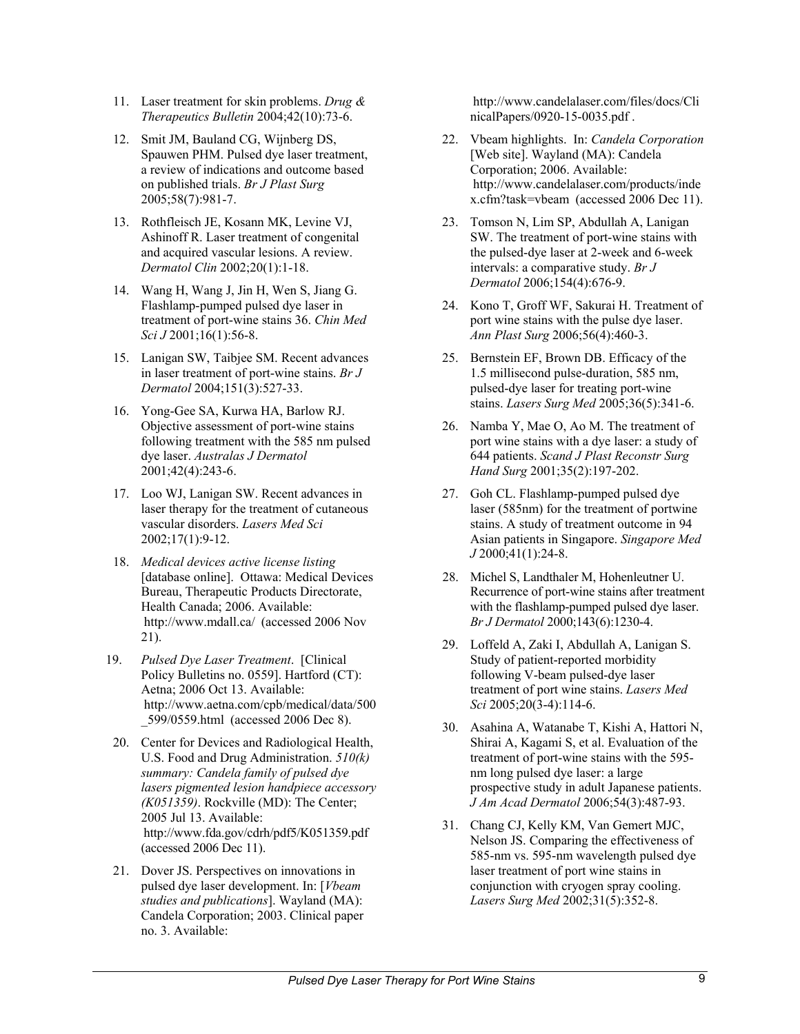11. Laser treatment for skin problems. *Drug & Therapeutics Bulletin* 2004;42(10):73-6.

12. Smit JM, Bauland CG, Wijnberg DS, Spauwen PHM. Pulsed dye laser treatment, a review of indications and outcome based on published trials. *Br J Plast Surg* 2005;58(7):981-7.

13. Rothfleisch JE, Kosann MK, Levine VJ, Ashinoff R. Laser treatment of congenital and acquired vascular lesions. A review. *Dermatol Clin* 2002;20(1):1-18.

14. Wang H, Wang J, Jin H, Wen S, Jiang G. Flashlamp-pumped pulsed dye laser in treatment of port-wine stains 36. *Chin Med Sci J* 2001;16(1):56-8.

15. Lanigan SW, Taibjee SM. Recent advances in laser treatment of port-wine stains. *Br J Dermatol* 2004;151(3):527-33.

16. Yong-Gee SA, Kurwa HA, Barlow RJ. Objective assessment of port-wine stains following treatment with the 585 nm pulsed dye laser. *Australas J Dermatol* 2001;42(4):243-6.

17. Loo WJ, Lanigan SW. Recent advances in laser therapy for the treatment of cutaneous vascular disorders. *Lasers Med Sci* 2002;17(1):9-12.

18. *Medical devices active license listing* [database online]. Ottawa: Medical Devices Bureau, Therapeutic Products Directorate, Health Canada; 2006. Available: http://www.mdall.ca/ (accessed 2006 Nov 21).

19. *Pulsed Dye Laser Treatment*. [Clinical Policy Bulletins no. 0559]. Hartford (CT): Aetna; 2006 Oct 13. Available: http://www.aetna.com/cpb/medical/data/500_599/0559.html (accessed 2006 Dec 8).

20. Center for Devices and Radiological Health, U.S. Food and Drug Administration. *510(k) summary: Candela family of pulsed dye lasers pigmented lesion handpiece accessory (K051359)*. Rockville (MD): The Center; 2005 Jul 13. Available: http://www.fda.gov/cdrh/pdf5/K051359.pdf (accessed 2006 Dec 11).

21. Dover JS. Perspectives on innovations in pulsed dye laser development. In: [*Vbeam studies and publications*]. Wayland (MA): Candela Corporation; 2003. Clinical paper no. 3. Available: http://www.candelalaser.com/files/docs/ClinicalPapers/0920-15-0035.pdf .

22. Vbeam highlights. In: *Candela Corporation* [Web site]. Wayland (MA): Candela Corporation; 2006. Available: http://www.candelalaser.com/products/index.cfm?task=vbeam (accessed 2006 Dec 11).

23. Tomson N, Lim SP, Abdullah A, Lanigan SW. The treatment of port-wine stains with the pulsed-dye laser at 2-week and 6-week intervals: a comparative study. *Br J Dermatol* 2006;154(4):676-9.

24. Kono T, Groff WF, Sakurai H. Treatment of port wine stains with the pulse dye laser. *Ann Plast Surg* 2006;56(4):460-3.

25. Bernstein EF, Brown DB. Efficacy of the 1.5 millisecond pulse-duration, 585 nm, pulsed-dye laser for treating port-wine stains. *Lasers Surg Med* 2005;36(5):341-6.

26. Namba Y, Mae O, Ao M. The treatment of port wine stains with a dye laser: a study of 644 patients. *Scand J Plast Reconstr Surg Hand Surg* 2001;35(2):197-202.

27. Goh CL. Flashlamp-pumped pulsed dye laser (585nm) for the treatment of portwine stains. A study of treatment outcome in 94 Asian patients in Singapore. *Singapore Med J* 2000;41(1):24-8.

28. Michel S, Landthaler M, Hohenleutner U. Recurrence of port-wine stains after treatment with the flashlamp-pumped pulsed dye laser. *Br J Dermatol* 2000;143(6):1230-4.

29. Loffeld A, Zaki I, Abdullah A, Lanigan S. Study of patient-reported morbidity following V-beam pulsed-dye laser treatment of port wine stains. *Lasers Med Sci* 2005;20(3-4):114-6.

30. Asahina A, Watanabe T, Kishi A, Hattori N, Shirai A, Kagami S, et al. Evaluation of the treatment of port-wine stains with the 595-nm long pulsed dye laser: a large prospective study in adult Japanese patients. *J Am Acad Dermatol* 2006;54(3):487-93.

31. Chang CJ, Kelly KM, Van Gemert MJC, Nelson JS. Comparing the effectiveness of 585-nm vs. 595-nm wavelength pulsed dye laser treatment of port wine stains in conjunction with cryogen spray cooling. *Lasers Surg Med* 2002;31(5):352-8.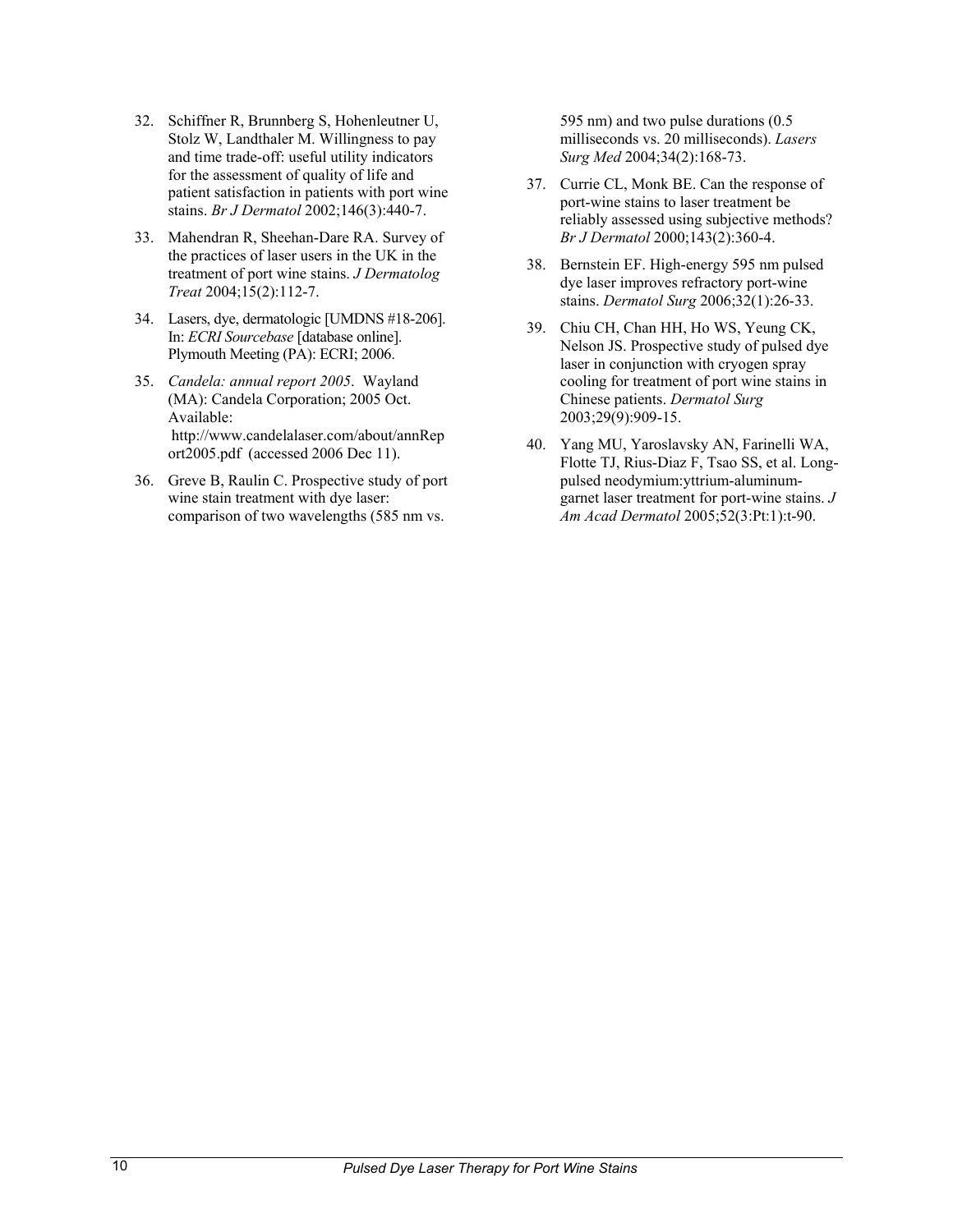32. Schiffner R, Brunnberg S, Hohenleutner U, Stolz W, Landthaler M. Willingness to pay and time trade-off: useful utility indicators for the assessment of quality of life and patient satisfaction in patients with port wine stains. *Br J Dermatol* 2002;146(3):440-7.

33. Mahendran R, Sheehan-Dare RA. Survey of the practices of laser users in the UK in the treatment of port wine stains. *J Dermatolog Treat* 2004;15(2):112-7.

34. Lasers, dye, dermatologic [UMDNS #18-206]. In: *ECRI Sourcebase* [database online]. Plymouth Meeting (PA): ECRI; 2006.

35. *Candela: annual report 2005*. Wayland (MA): Candela Corporation; 2005 Oct. Available: http://www.candelalaser.com/about/annReport2005.pdf (accessed 2006 Dec 11).

36. Greve B, Raulin C. Prospective study of port wine stain treatment with dye laser: comparison of two wavelengths (585 nm vs. 595 nm) and two pulse durations (0.5 milliseconds vs. 20 milliseconds). *Lasers Surg Med* 2004;34(2):168-73.

37. Currie CL, Monk BE. Can the response of port-wine stains to laser treatment be reliably assessed using subjective methods? *Br J Dermatol* 2000;143(2):360-4.

38. Bernstein EF. High-energy 595 nm pulsed dye laser improves refractory port-wine stains. *Dermatol Surg* 2006;32(1):26-33.

39. Chiu CH, Chan HH, Ho WS, Yeung CK, Nelson JS. Prospective study of pulsed dye laser in conjunction with cryogen spray cooling for treatment of port wine stains in Chinese patients. *Dermatol Surg* 2003;29(9):909-15.

40. Yang MU, Yaroslavsky AN, Farinelli WA, Flotte TJ, Rius-Diaz F, Tsao SS, et al. Long-pulsed neodymium:yttrium-aluminum-garnet laser treatment for port-wine stains. *J Am Acad Dermatol* 2005;52(3:Pt:1):t-90.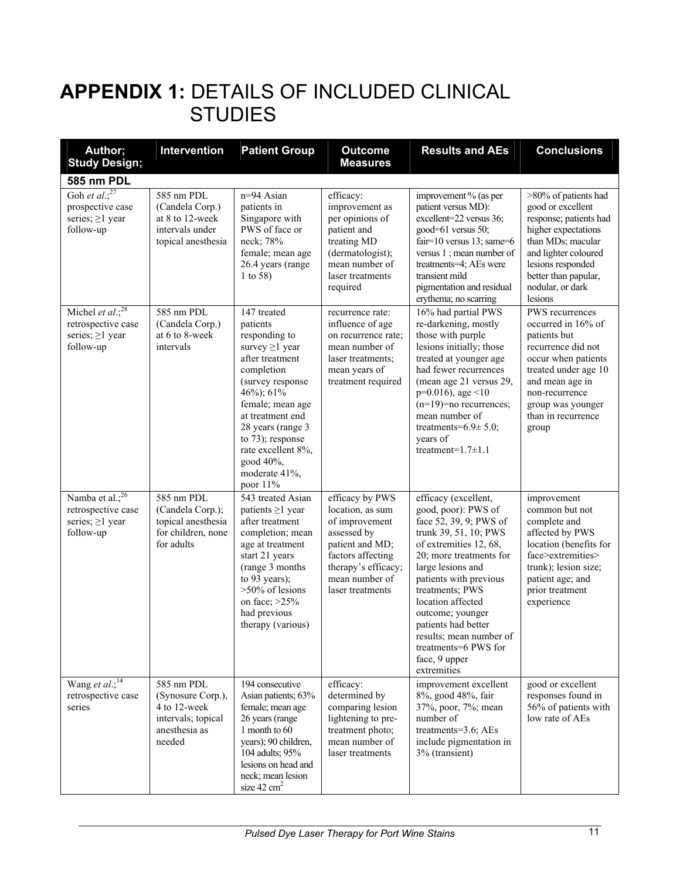# APPENDIX 1: DETAILS OF INCLUDED CLINICAL STUDIES

| Author; Study Design; | Intervention | Patient Group | Outcome Measures | Results and AEs | Conclusions |
|---|---|---|---|---|---|
| **585 nm PDL** | | | | | |
| Goh *et al*.;[27] prospective case series; ≥1 year follow-up | 585 nm PDL (Candela Corp.) at 8 to 12-week intervals under topical anesthesia | n=94 Asian patients in Singapore with PWS of face or neck; 78% female; mean age 26.4 years (range 1 to 58) | efficacy: improvement as per opinions of patient and treating MD (dermatologist); mean number of laser treatments required | improvement % (as per patient versus MD): excellent=22 versus 36; good=61 versus 50; fair=10 versus 13; same=6 versus 1 ; mean number of treatments=4; AEs were transient mild pigmentation and residual erythema; no scarring | >80% of patients had good or excellent response; patients had higher expectations than MDs; macular and lighter coloured lesions responded better than papular, nodular, or dark lesions |
| Michel *et al*.;[28] retrospective case series; ≥1 year follow-up | 585 nm PDL (Candela Corp.) at 6 to 8-week intervals | 147 treated patients responding to survey ≥1 year after treatment completion (survey response 46%); 61% female; mean age at treatment end 28 years (range 3 to 73); response rate excellent 8%, good 40%, moderate 41%, poor 11% | recurrence rate: influence of age on recurrence rate; mean number of laser treatments; mean years of treatment required | 16% had partial PWS re-darkening, mostly those with purple lesions initially; those treated at younger age had fewer recurrences (mean age 21 versus 29, p=0.016), age <10 (n=19)=no recurrences; mean number of treatments=6.9± 5.0; years of treatment=1.7±1.1 | PWS recurrences occurred in 16% of patients but recurrence did not occur when patients treated under age 10 and mean age in non-recurrence group was younger than in recurrence group |
| Namba et al.;[26] retrospective case series; ≥1 year follow-up | 585 nm PDL (Candela Corp.); topical anesthesia for children, none for adults | 543 treated Asian patients ≥1 year after treatment completion; mean age at treatment start 21 years (range 3 months to 93 years); >50% of lesions on face; >25% had previous therapy (various) | efficacy by PWS location, as sum of improvement assessed by patient and MD; factors affecting therapy's efficacy; mean number of laser treatments | efficacy (excellent, good, poor): PWS of face 52, 39, 9; PWS of trunk 39, 51, 10; PWS of extremities 12, 68, 20; more treatments for large lesions and patients with previous treatments; PWS location affected outcome; younger patients had better results; mean number of treatments=6 PWS for face, 9 upper extremities | improvement common but not complete and affected by PWS location (benefits for face>extremities> trunk); lesion size; patient age; and prior treatment experience |
| Wang *et al*.;[14] retrospective case series | 585 nm PDL (Synosure Corp.), 4 to 12-week intervals; topical anesthesia as needed | 194 consecutive Asian patients; 63% female; mean age 26 years (range 1 month to 60 years); 90 children, 104 adults; 95% lesions on head and neck; mean lesion size 42 cm$^2$ | efficacy: determined by comparing lesion lightening to pre-treatment photo; mean number of laser treatments | improvement excellent 8%, good 48%, fair 37%, poor, 7%; mean number of treatments=3.6; AEs include pigmentation in 3% (transient) | good or excellent responses found in 56% of patients with low rate of AEs |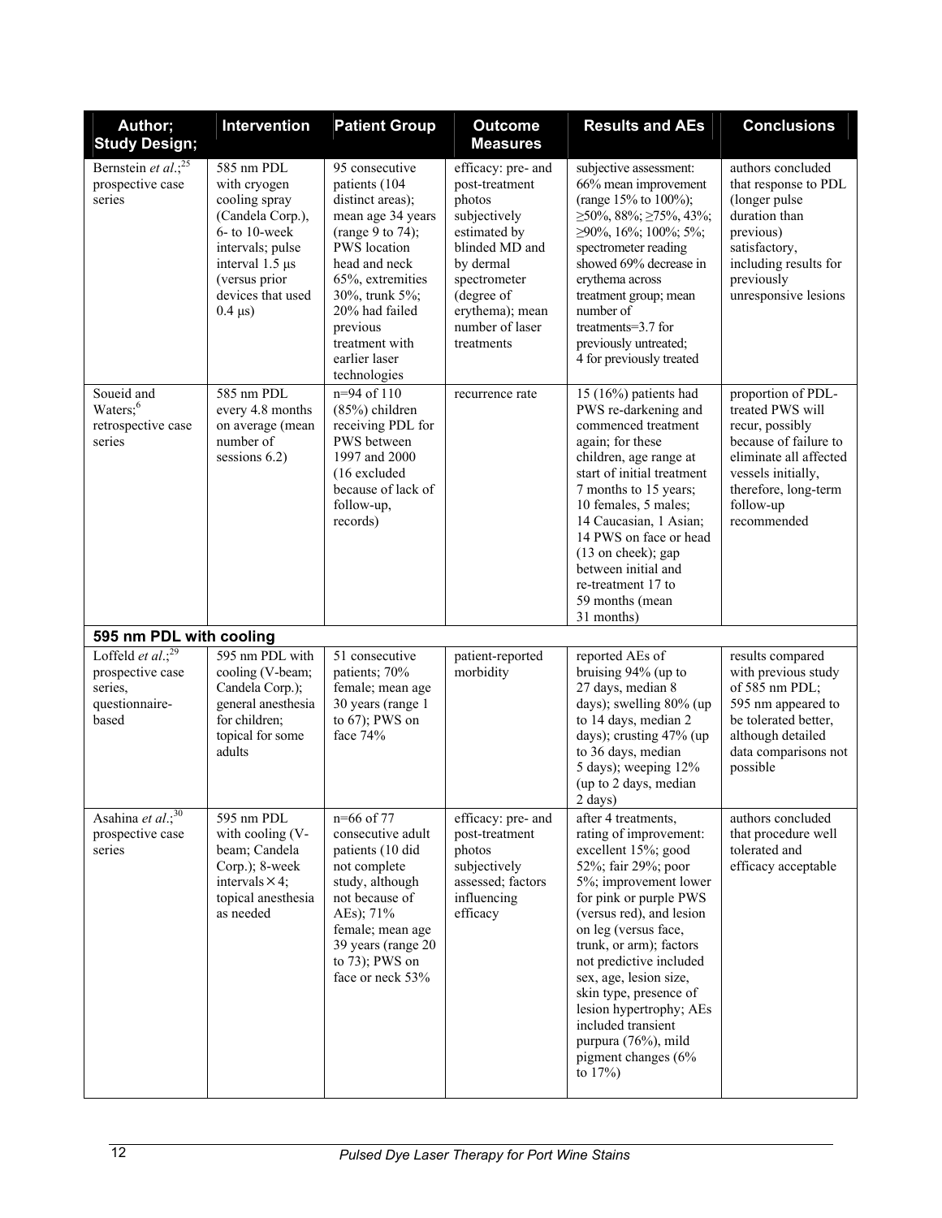| Author; Study Design; | Intervention | Patient Group | Outcome Measures | Results and AEs | Conclusions |
|---|---|---|---|---|---|
| Bernstein *et al.*;[25] prospective case series | 585 nm PDL with cryogen cooling spray (Candela Corp.), 6- to 10-week intervals; pulse interval 1.5 µs (versus prior devices that used 0.4 µs) | 95 consecutive patients (104 distinct areas); mean age 34 years (range 9 to 74); PWS location head and neck 65%, extremities 30%, trunk 5%; 20% had failed previous treatment with earlier laser technologies | efficacy: pre- and post-treatment photos subjectively estimated by blinded MD and by dermal spectrometer (degree of erythema); mean number of laser treatments | subjective assessment: 66% mean improvement (range 15% to 100%); ≥50%, 88%; ≥75%, 43%; ≥90%, 16%; 100%; 5%; spectrometer reading showed 69% decrease in erythema across treatment group; mean number of treatments=3.7 for previously untreated; 4 for previously treated | authors concluded that response to PDL (longer pulse duration than previous) satisfactory, including results for previously unresponsive lesions |
| Soueid and Waters;[6] retrospective case series | 585 nm PDL every 4.8 months on average (mean number of sessions 6.2) | n=94 of 110 (85%) children receiving PDL for PWS between 1997 and 2000 (16 excluded because of lack of follow-up, records) | recurrence rate | 15 (16%) patients had PWS re-darkening and commenced treatment again; for these children, age range at start of initial treatment 7 months to 15 years; 10 females, 5 males; 14 Caucasian, 1 Asian; 14 PWS on face or head (13 on cheek); gap between initial and re-treatment 17 to 59 months (mean 31 months) | proportion of PDL-treated PWS will recur, possibly because of failure to eliminate all affected vessels initially, therefore, long-term follow-up recommended |
| **595 nm PDL with cooling** | | | | | |
| Loffeld *et al.*;[29] prospective case series, questionnaire-based | 595 nm PDL with cooling (V-beam; Candela Corp.); general anesthesia for children; topical for some adults | 51 consecutive patients; 70% female; mean age 30 years (range 1 to 67); PWS on face 74% | patient-reported morbidity | reported AEs of bruising 94% (up to 27 days, median 8 days); swelling 80% (up to 14 days, median 2 days); crusting 47% (up to 36 days, median 5 days); weeping 12% (up to 2 days, median 2 days) | results compared with previous study of 585 nm PDL; 595 nm appeared to be tolerated better, although detailed data comparisons not possible |
| Asahina *et al.*;[30] prospective case series | 595 nm PDL with cooling (V-beam; Candela Corp.); 8-week intervals × 4; topical anesthesia as needed | n=66 of 77 consecutive adult patients (10 did not complete study, although not because of AEs); 71% female; mean age 39 years (range 20 to 73); PWS on face or neck 53% | efficacy: pre- and post-treatment photos subjectively assessed; factors influencing efficacy | after 4 treatments, rating of improvement: excellent 15%; good 52%; fair 29%; poor 5%; improvement lower for pink or purple PWS (versus red), and lesion on leg (versus face, trunk, or arm); factors not predictive included sex, age, lesion size, skin type, presence of lesion hypertrophy; AEs included transient purpura (76%), mild pigment changes (6% to 17%) | authors concluded that procedure well tolerated and efficacy acceptable |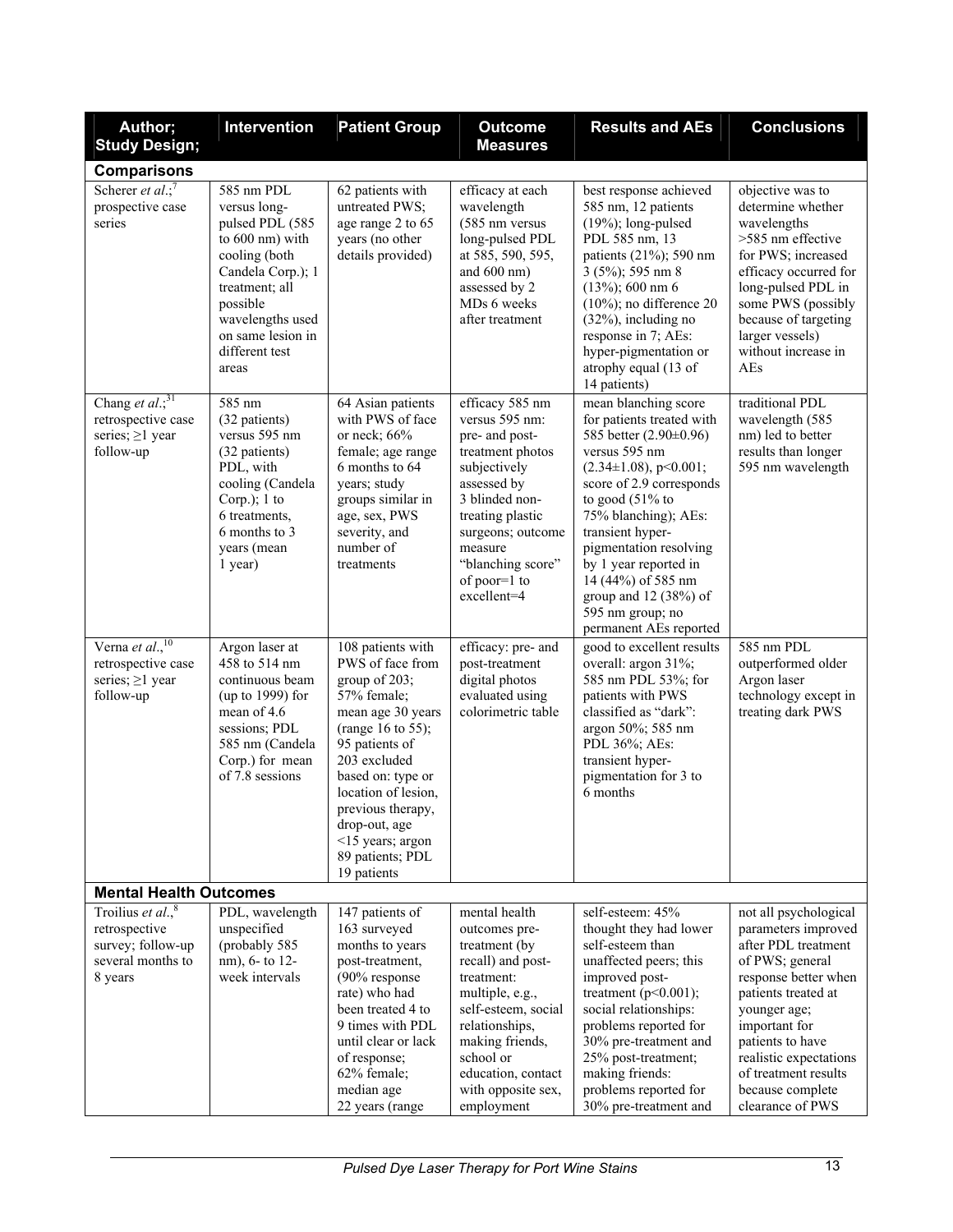| Author; Study Design; | Intervention | Patient Group | Outcome Measures | Results and AEs | Conclusions |
|---|---|---|---|---|---|
| **Comparisons** | | | | | |
| Scherer *et al*.;[7] prospective case series | 585 nm PDL versus long-pulsed PDL (585 to 600 nm) with cooling (both Candela Corp.); 1 treatment; all possible wavelengths used on same lesion in different test areas | 62 patients with untreated PWS; age range 2 to 65 years (no other details provided) | efficacy at each wavelength (585 nm versus long-pulsed PDL at 585, 590, 595, and 600 nm) assessed by 2 MDs 6 weeks after treatment | best response achieved 585 nm, 12 patients (19%); long-pulsed PDL 585 nm, 13 patients (21%); 590 nm 3 (5%); 595 nm 8 (13%); 600 nm 6 (10%); no difference 20 (32%), including no response in 7; AEs: hyper-pigmentation or atrophy equal (13 of 14 patients) | objective was to determine whether wavelengths >585 nm effective for PWS; increased efficacy occurred for long-pulsed PDL in some PWS (possibly because of targeting larger vessels) without increase in AEs |
| Chang *et al*.;[31] retrospective case series; ≥1 year follow-up | 585 nm (32 patients) versus 595 nm (32 patients) PDL, with cooling (Candela Corp.); 1 to 6 treatments, 6 months to 3 years (mean 1 year) | 64 Asian patients with PWS of face or neck; 66% female; age range 6 months to 64 years; study groups similar in age, sex, PWS severity, and number of treatments | efficacy 585 nm versus 595 nm: pre- and post-treatment photos subjectively assessed by 3 blinded non-treating plastic surgeons; outcome measure "blanching score" of poor=1 to excellent=4 | mean blanching score for patients treated with 585 better (2.90±0.96) versus 595 nm (2.34±1.08), $p<0.001$; score of 2.9 corresponds to good (51% to 75% blanching); AEs: transient hyper-pigmentation resolving by 1 year reported in 14 (44%) of 585 nm group and 12 (38%) of 595 nm group; no permanent AEs reported | traditional PDL wavelength (585 nm) led to better results than longer 595 nm wavelength |
| Verna *et al*.,[10] retrospective case series; ≥1 year follow-up | Argon laser at 458 to 514 nm continuous beam (up to 1999) for mean of 4.6 sessions; PDL 585 nm (Candela Corp.) for mean of 7.8 sessions | 108 patients with PWS of face from group of 203; 57% female; mean age 30 years (range 16 to 55); 95 patients of 203 excluded based on: type or location of lesion, previous therapy, drop-out, age <15 years; argon 89 patients; PDL 19 patients | efficacy: pre- and post-treatment digital photos evaluated using colorimetric table | good to excellent results overall: argon 31%; 585 nm PDL 53%; for patients with PWS classified as "dark": argon 50%; 585 nm PDL 36%; AEs: transient hyper-pigmentation for 3 to 6 months | 585 nm PDL outperformed older Argon laser technology except in treating dark PWS |
| **Mental Health Outcomes** | | | | | |
| Troilius *et al*.,[8] retrospective survey; follow-up several months to 8 years | PDL, wavelength unspecified (probably 585 nm), 6- to 12-week intervals | 147 patients of 163 surveyed months to years post-treatment, (90% response rate) who had been treated 4 to 9 times with PDL until clear or lack of response; 62% female; median age 22 years (range | mental health outcomes pre-treatment (by recall) and post-treatment: multiple, e.g., self-esteem, social relationships, making friends, school or education, contact with opposite sex, employment | self-esteem: 45% thought they had lower self-esteem than unaffected peers; this improved post-treatment ($p<0.001$); social relationships: problems reported for 30% pre-treatment and 25% post-treatment; making friends: problems reported for 30% pre-treatment and | not all psychological parameters improved after PDL treatment of PWS; general response better when patients treated at younger age; important for patients to have realistic expectations of treatment results because complete clearance of PWS |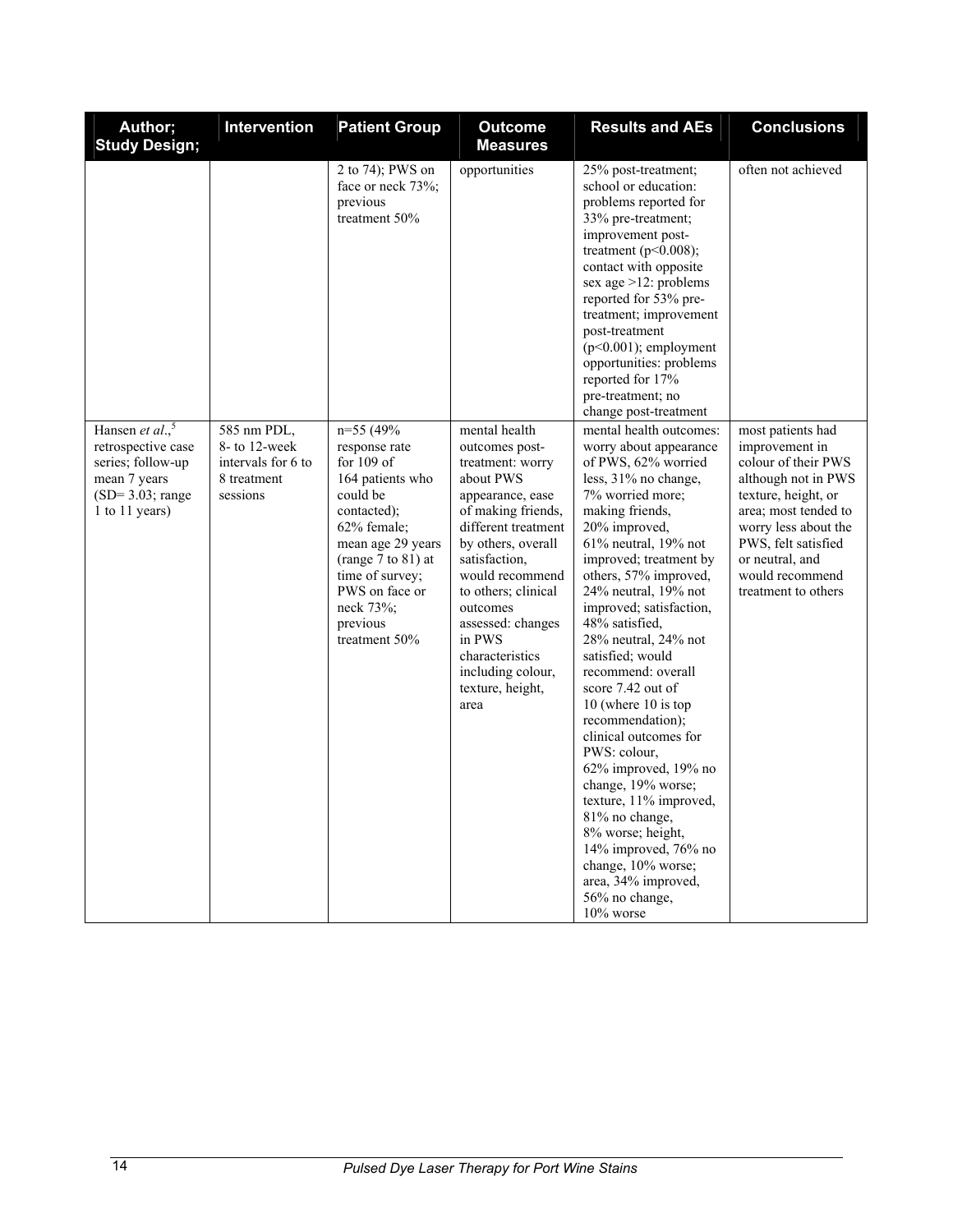| Author; Study Design; | Intervention | Patient Group | Outcome Measures | Results and AEs | Conclusions |
|---|---|---|---|---|---|
| | | 2 to 74); PWS on face or neck 73%; previous treatment 50% | opportunities | 25% post-treatment; school or education: problems reported for 33% pre-treatment; improvement post-treatment ($p<0.008$); contact with opposite sex age >12: problems reported for 53% pre-treatment; improvement post-treatment ($p<0.001$); employment opportunities: problems reported for 17% pre-treatment; no change post-treatment | often not achieved |
| Hansen *et al*.,[5] retrospective case series; follow-up mean 7 years (SD= 3.03; range 1 to 11 years) | 585 nm PDL, 8- to 12-week intervals for 6 to 8 treatment sessions | n=55 (49% response rate for 109 of 164 patients who could be contacted); 62% female; mean age 29 years (range 7 to 81) at time of survey; PWS on face or neck 73%; previous treatment 50% | mental health outcomes post-treatment: worry about PWS appearance, ease of making friends, different treatment by others, overall satisfaction, would recommend to others; clinical outcomes assessed: changes in PWS characteristics including colour, texture, height, area | mental health outcomes: worry about appearance of PWS, 62% worried less, 31% no change, 7% worried more; making friends, 20% improved, 61% neutral, 19% not improved; treatment by others, 57% improved, 24% neutral, 19% not improved; satisfaction, 48% satisfied, 28% neutral, 24% not satisfied; would recommend: overall score 7.42 out of 10 (where 10 is top recommendation); clinical outcomes for PWS: colour, 62% improved, 19% no change, 19% worse; texture, 11% improved, 81% no change, 8% worse; height, 14% improved, 76% no change, 10% worse; area, 34% improved, 56% no change, 10% worse | most patients had improvement in colour of their PWS although not in PWS texture, height, or area; most tended to worry less about the PWS, felt satisfied or neutral, and would recommend treatment to others |